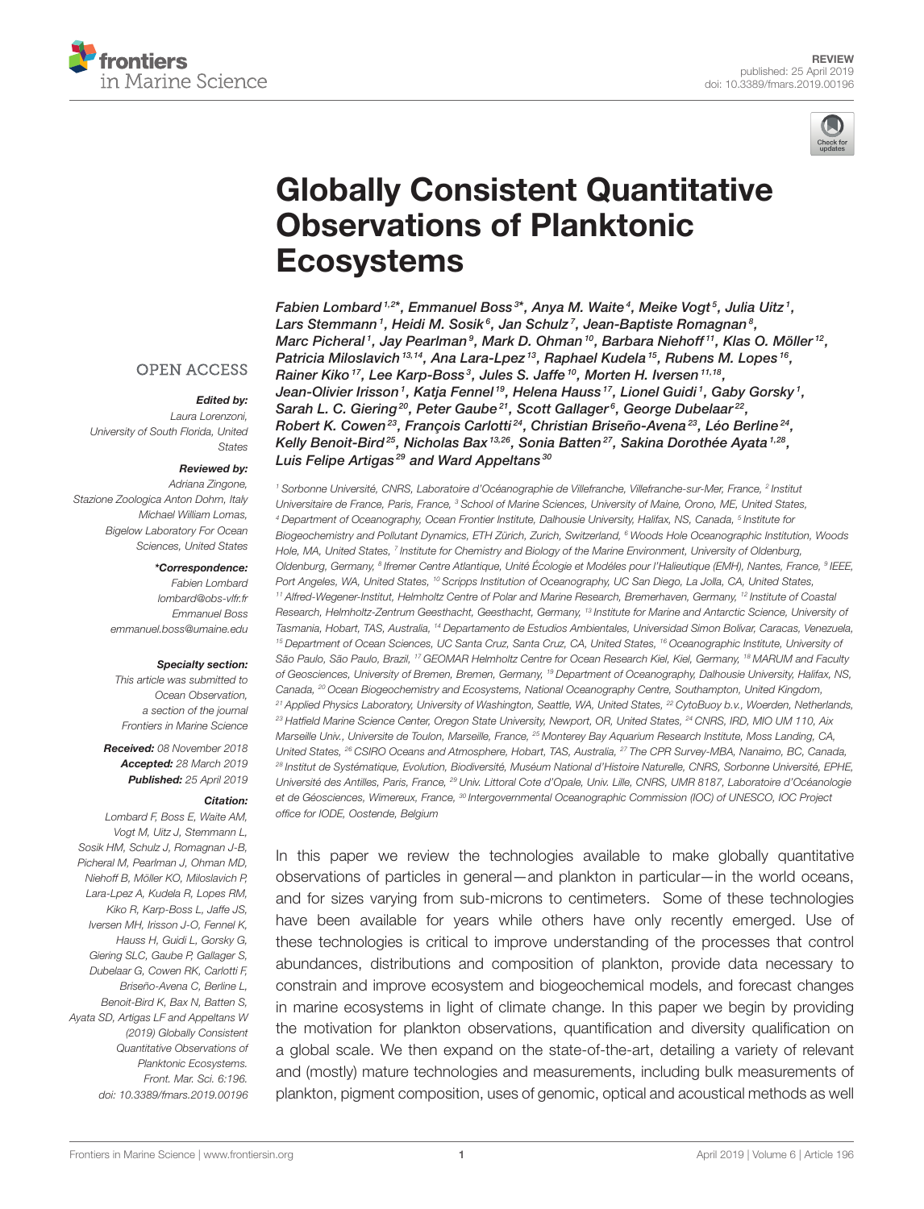REVIEW
published: 25 April 2019
doi: 10.3389/fmars.2019.00196

# Globally Consistent Quantitative Observations of Planktonic Ecosystems

Fabien Lombard[1,2]*, Emmanuel Boss[3]*, Anya M. Waite[4], Meike Vogt[5], Julia Uitz[1], Lars Stemmann[1], Heidi M. Sosik[6], Jan Schulz[7], Jean-Baptiste Romagnan[8], Marc Picheral[1], Jay Pearlman[9], Mark D. Ohman[10], Barbara Niehoff[11], Klas O. Möller[12], Patricia Miloslavich[13,14], Ana Lara-Lpez[13], Raphael Kudela[15], Rubens M. Lopes[16], Rainer Kiko[17], Lee Karp-Boss[3], Jules S. Jaffe[10], Morten H. Iversen[11,18], Jean-Olivier Irisson[1], Katja Fennel[19], Helena Hauss[17], Lionel Guidi[1], Gaby Gorsky[1], Sarah L. C. Giering[20], Peter Gaube[21], Scott Gallager[6], George Dubelaar[22], Robert K. Cowen[23], François Carlotti[24], Christian Briseño-Avena[23], Léo Berline[24], Kelly Benoit-Bird[25], Nicholas Bax[13,26], Sonia Batten[27], Sakina Dorothée Ayata[1,28], Luis Felipe Artigas[29] and Ward Appeltans[30]

[1] Sorbonne Université, CNRS, Laboratoire d'Océanographie de Villefranche, Villefranche-sur-Mer, France, [2] Institut Universitaire de France, Paris, France, [3] School of Marine Sciences, University of Maine, Orono, ME, United States, [4] Department of Oceanography, Ocean Frontier Institute, Dalhousie University, Halifax, NS, Canada, [5] Institute for Biogeochemistry and Pollutant Dynamics, ETH Zürich, Zurich, Switzerland, [6] Woods Hole Oceanographic Institution, Woods Hole, MA, United States, [7] Institute for Chemistry and Biology of the Marine Environment, University of Oldenburg, Oldenburg, Germany, [8] Ifremer Centre Atlantique, Unité Écologie et Modèles pour l'Halieutique (EMH), Nantes, France, [9] IEEE, Port Angeles, WA, United States, [10] Scripps Institution of Oceanography, UC San Diego, La Jolla, CA, United States, [11] Alfred-Wegener-Institut, Helmholtz Centre of Polar and Marine Research, Bremerhaven, Germany, [12] Institute of Coastal Research, Helmholtz-Zentrum Geesthacht, Geesthacht, Germany, [13] Institute for Marine and Antarctic Science, University of Tasmania, Hobart, TAS, Australia, [14] Departamento de Estudios Ambientales, Universidad Simon Bolívar, Caracas, Venezuela, [15] Department of Ocean Sciences, UC Santa Cruz, Santa Cruz, CA, United States, [16] Oceanographic Institute, University of São Paulo, São Paulo, Brazil, [17] GEOMAR Helmholtz Centre for Ocean Research Kiel, Kiel, Germany, [18] MARUM and Faculty of Geosciences, University of Bremen, Bremen, Germany, [19] Department of Oceanography, Dalhousie University, Halifax, NS, Canada, [20] Ocean Biogeochemistry and Ecosystems, National Oceanography Centre, Southampton, United Kingdom, [21] Applied Physics Laboratory, University of Washington, Seattle, WA, United States, [22] CytoBuoy b.v., Woerden, Netherlands, [23] Hatfield Marine Science Center, Oregon State University, Newport, OR, United States, [24] CNRS, IRD, MIO UM 110, Aix Marseille Univ., Universite de Toulon, Marseille, France, [25] Monterey Bay Aquarium Research Institute, Moss Landing, CA, United States, [26] CSIRO Oceans and Atmosphere, Hobart, TAS, Australia, [27] The CPR Survey-MBA, Nanaimo, BC, Canada, [28] Institut de Systématique, Evolution, Biodiversité, Muséum National d'Histoire Naturelle, CNRS, Sorbonne Université, EPHE, Université des Antilles, Paris, France, [29] Univ. Littoral Cote d'Opale, Univ. Lille, CNRS, UMR 8187, Laboratoire d'Océanologie et de Géosciences, Wimereux, France, [30] Intergovernmental Oceanographic Commission (IOC) of UNESCO, IOC Project office for IODE, Oostende, Belgium

OPEN ACCESS

**Edited by:**
Laura Lorenzoni,
University of South Florida, United States

**Reviewed by:**
Adriana Zingone,
Stazione Zoologica Anton Dohrn, Italy
Michael William Lomas,
Bigelow Laboratory For Ocean Sciences, United States

***Correspondence:**
Fabien Lombard
lombard@obs-vlfr.fr
Emmanuel Boss
emmanuel.boss@umaine.edu

**Specialty section:**
This article was submitted to Ocean Observation, a section of the journal Frontiers in Marine Science

**Received:** 08 November 2018
**Accepted:** 28 March 2019
**Published:** 25 April 2019

**Citation:**
Lombard F, Boss E, Waite AM, Vogt M, Uitz J, Stemmann L, Sosik HM, Schulz J, Romagnan J-B, Picheral M, Pearlman J, Ohman MD, Niehoff B, Möller KO, Miloslavich P, Lara-Lpez A, Kudela R, Lopes RM, Kiko R, Karp-Boss L, Jaffe JS, Iversen MH, Irisson J-O, Fennel K, Hauss H, Guidi L, Gorsky G, Giering SLC, Gaube P, Gallager S, Dubelaar G, Cowen RK, Carlotti F, Briseño-Avena C, Berline L, Benoit-Bird K, Bax N, Batten S, Ayata SD, Artigas LF and Appeltans W (2019) Globally Consistent Quantitative Observations of Planktonic Ecosystems. Front. Mar. Sci. 6:196. doi: 10.3389/fmars.2019.00196

In this paper we review the technologies available to make globally quantitative observations of particles in general—and plankton in particular—in the world oceans, and for sizes varying from sub-microns to centimeters. Some of these technologies have been available for years while others have only recently emerged. Use of these technologies is critical to improve understanding of the processes that control abundances, distributions and composition of plankton, provide data necessary to constrain and improve ecosystem and biogeochemical models, and forecast changes in marine ecosystems in light of climate change. In this paper we begin by providing the motivation for plankton observations, quantification and diversity qualification on a global scale. We then expand on the state-of-the-art, detailing a variety of relevant and (mostly) mature technologies and measurements, including bulk measurements of plankton, pigment composition, uses of genomic, optical and acoustical methods as well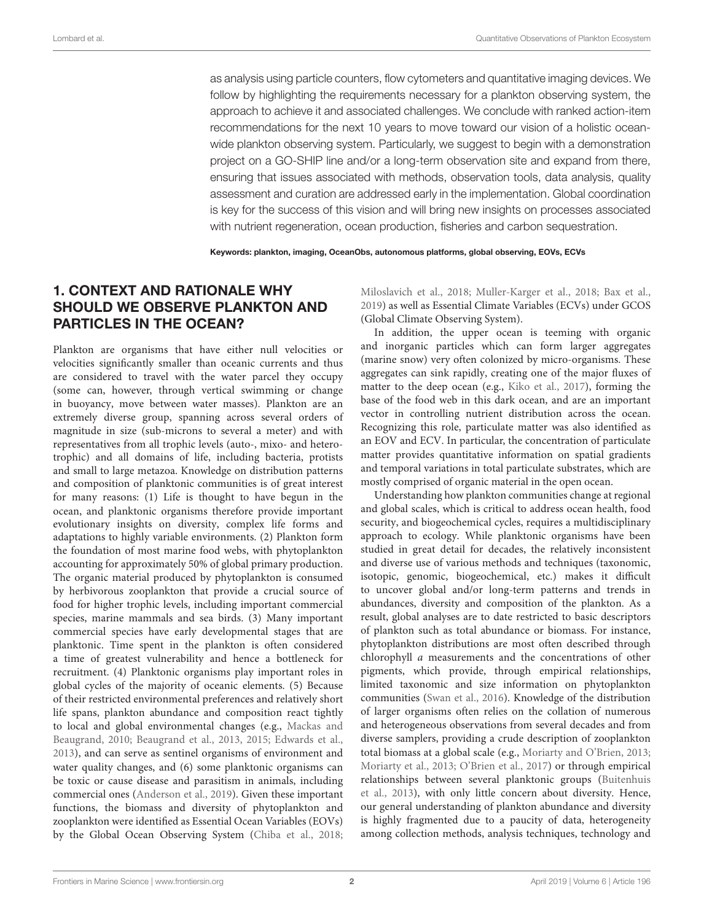as analysis using particle counters, flow cytometers and quantitative imaging devices. We follow by highlighting the requirements necessary for a plankton observing system, the approach to achieve it and associated challenges. We conclude with ranked action-item recommendations for the next 10 years to move toward our vision of a holistic ocean-wide plankton observing system. Particularly, we suggest to begin with a demonstration project on a GO-SHIP line and/or a long-term observation site and expand from there, ensuring that issues associated with methods, observation tools, data analysis, quality assessment and curation are addressed early in the implementation. Global coordination is key for the success of this vision and will bring new insights on processes associated with nutrient regeneration, ocean production, fisheries and carbon sequestration.

**Keywords: plankton, imaging, OceanObs, autonomous platforms, global observing, EOVs, ECVs**

## 1. CONTEXT AND RATIONALE WHY SHOULD WE OBSERVE PLANKTON AND PARTICLES IN THE OCEAN?

Plankton are organisms that have either null velocities or velocities significantly smaller than oceanic currents and thus are considered to travel with the water parcel they occupy (some can, however, through vertical swimming or change in buoyancy, move between water masses). Plankton are an extremely diverse group, spanning across several orders of magnitude in size (sub-microns to several a meter) and with representatives from all trophic levels (auto-, mixo- and hetero-trophic) and all domains of life, including bacteria, protists and small to large metazoa. Knowledge on distribution patterns and composition of planktonic communities is of great interest for many reasons: (1) Life is thought to have begun in the ocean, and planktonic organisms therefore provide important evolutionary insights on diversity, complex life forms and adaptations to highly variable environments. (2) Plankton form the foundation of most marine food webs, with phytoplankton accounting for approximately 50% of global primary production. The organic material produced by phytoplankton is consumed by herbivorous zooplankton that provide a crucial source of food for higher trophic levels, including important commercial species, marine mammals and sea birds. (3) Many important commercial species have early developmental stages that are planktonic. Time spent in the plankton is often considered a time of greatest vulnerability and hence a bottleneck for recruitment. (4) Planktonic organisms play important roles in global cycles of the majority of oceanic elements. (5) Because of their restricted environmental preferences and relatively short life spans, plankton abundance and composition react tightly to local and global environmental changes (e.g., Mackas and Beaugrand, 2010; Beaugrand et al., 2013, 2015; Edwards et al., 2013), and can serve as sentinel organisms of environment and water quality changes, and (6) some planktonic organisms can be toxic or cause disease and parasitism in animals, including commercial ones (Anderson et al., 2019). Given these important functions, the biomass and diversity of phytoplankton and zooplankton were identified as Essential Ocean Variables (EOVs) by the Global Ocean Observing System (Chiba et al., 2018; Miloslavich et al., 2018; Muller-Karger et al., 2018; Bax et al., 2019) as well as Essential Climate Variables (ECVs) under GCOS (Global Climate Observing System).

In addition, the upper ocean is teeming with organic and inorganic particles which can form larger aggregates (marine snow) very often colonized by micro-organisms. These aggregates can sink rapidly, creating one of the major fluxes of matter to the deep ocean (e.g., Kiko et al., 2017), forming the base of the food web in this dark ocean, and are an important vector in controlling nutrient distribution across the ocean. Recognizing this role, particulate matter was also identified as an EOV and ECV. In particular, the concentration of particulate matter provides quantitative information on spatial gradients and temporal variations in total particulate substrates, which are mostly comprised of organic material in the open ocean.

Understanding how plankton communities change at regional and global scales, which is critical to address ocean health, food security, and biogeochemical cycles, requires a multidisciplinary approach to ecology. While planktonic organisms have been studied in great detail for decades, the relatively inconsistent and diverse use of various methods and techniques (taxonomic, isotopic, genomic, biogeochemical, etc.) makes it difficult to uncover global and/or long-term patterns and trends in abundances, diversity and composition of the plankton. As a result, global analyses are to date restricted to basic descriptors of plankton such as total abundance or biomass. For instance, phytoplankton distributions are most often described through chlorophyll *a* measurements and the concentrations of other pigments, which provide, through empirical relationships, limited taxonomic and size information on phytoplankton communities (Swan et al., 2016). Knowledge of the distribution of larger organisms often relies on the collation of numerous and heterogeneous observations from several decades and from diverse samplers, providing a crude description of zooplankton total biomass at a global scale (e.g., Moriarty and O'Brien, 2013; Moriarty et al., 2013; O'Brien et al., 2017) or through empirical relationships between several planktonic groups (Buitenhuis et al., 2013), with only little concern about diversity. Hence, our general understanding of plankton abundance and diversity is highly fragmented due to a paucity of data, heterogeneity among collection methods, analysis techniques, technology and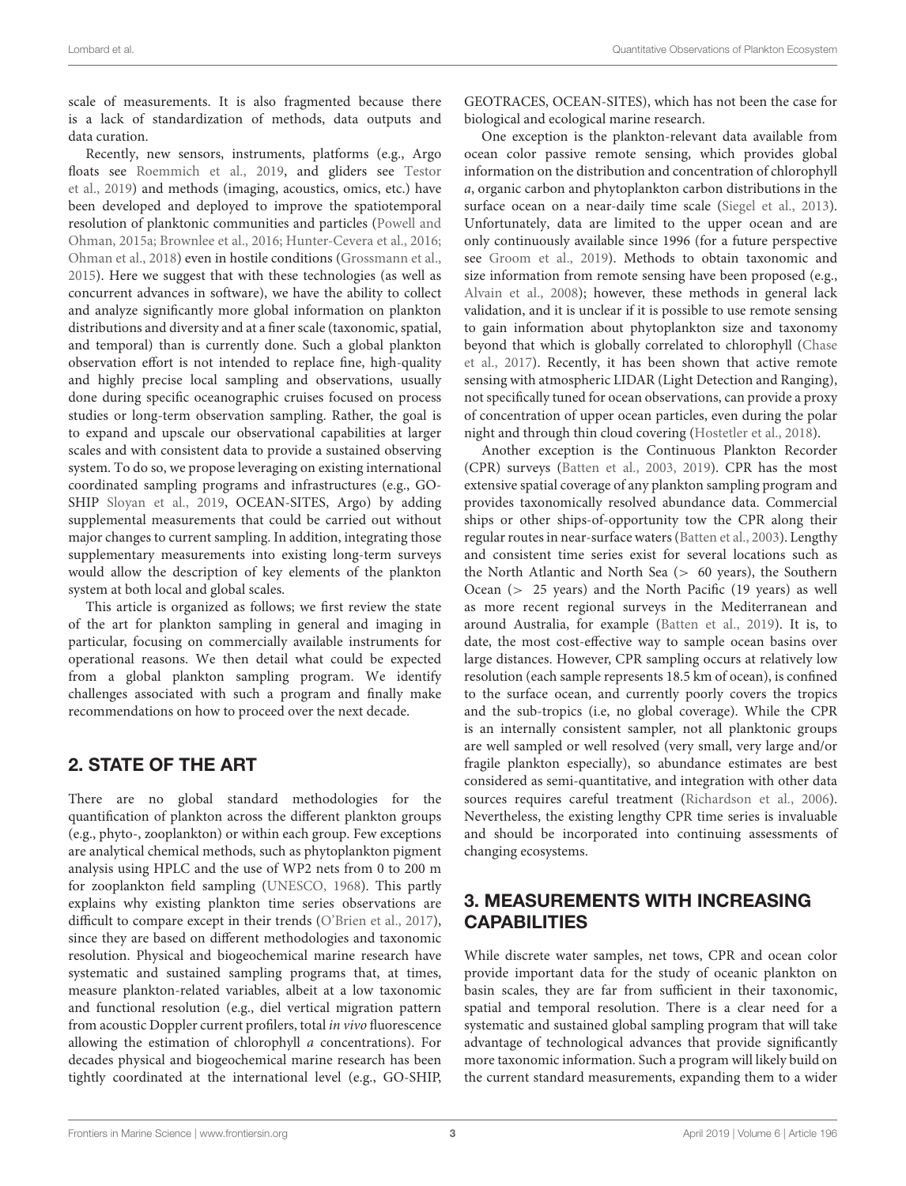scale of measurements. It is also fragmented because there is a lack of standardization of methods, data outputs and data curation.

Recently, new sensors, instruments, platforms (e.g., Argo floats see Roemmich et al., 2019, and gliders see Testor et al., 2019) and methods (imaging, acoustics, omics, etc.) have been developed and deployed to improve the spatiotemporal resolution of planktonic communities and particles (Powell and Ohman, 2015a; Brownlee et al., 2016; Hunter-Cevera et al., 2016; Ohman et al., 2018) even in hostile conditions (Grossmann et al., 2015). Here we suggest that with these technologies (as well as concurrent advances in software), we have the ability to collect and analyze significantly more global information on plankton distributions and diversity and at a finer scale (taxonomic, spatial, and temporal) than is currently done. Such a global plankton observation effort is not intended to replace fine, high-quality and highly precise local sampling and observations, usually done during specific oceanographic cruises focused on process studies or long-term observation sampling. Rather, the goal is to expand and upscale our observational capabilities at larger scales and with consistent data to provide a sustained observing system. To do so, we propose leveraging on existing international coordinated sampling programs and infrastructures (e.g., GO-SHIP Sloyan et al., 2019, OCEAN-SITES, Argo) by adding supplemental measurements that could be carried out without major changes to current sampling. In addition, integrating those supplementary measurements into existing long-term surveys would allow the description of key elements of the plankton system at both local and global scales.

This article is organized as follows; we first review the state of the art for plankton sampling in general and imaging in particular, focusing on commercially available instruments for operational reasons. We then detail what could be expected from a global plankton sampling program. We identify challenges associated with such a program and finally make recommendations on how to proceed over the next decade.

## 2. STATE OF THE ART

There are no global standard methodologies for the quantification of plankton across the different plankton groups (e.g., phyto-, zooplankton) or within each group. Few exceptions are analytical chemical methods, such as phytoplankton pigment analysis using HPLC and the use of WP2 nets from 0 to 200 m for zooplankton field sampling (UNESCO, 1968). This partly explains why existing plankton time series observations are difficult to compare except in their trends (O'Brien et al., 2017), since they are based on different methodologies and taxonomic resolution. Physical and biogeochemical marine research have systematic and sustained sampling programs that, at times, measure plankton-related variables, albeit at a low taxonomic and functional resolution (e.g., diel vertical migration pattern from acoustic Doppler current profilers, total *in vivo* fluorescence allowing the estimation of chlorophyll *a* concentrations). For decades physical and biogeochemical marine research has been tightly coordinated at the international level (e.g., GO-SHIP, GEOTRACES, OCEAN-SITES), which has not been the case for biological and ecological marine research.

One exception is the plankton-relevant data available from ocean color passive remote sensing, which provides global information on the distribution and concentration of chlorophyll *a*, organic carbon and phytoplankton carbon distributions in the surface ocean on a near-daily time scale (Siegel et al., 2013). Unfortunately, data are limited to the upper ocean and are only continuously available since 1996 (for a future perspective see Groom et al., 2019). Methods to obtain taxonomic and size information from remote sensing have been proposed (e.g., Alvain et al., 2008); however, these methods in general lack validation, and it is unclear if it is possible to use remote sensing to gain information about phytoplankton size and taxonomy beyond that which is globally correlated to chlorophyll (Chase et al., 2017). Recently, it has been shown that active remote sensing with atmospheric LIDAR (Light Detection and Ranging), not specifically tuned for ocean observations, can provide a proxy of concentration of upper ocean particles, even during the polar night and through thin cloud covering (Hostetler et al., 2018).

Another exception is the Continuous Plankton Recorder (CPR) surveys (Batten et al., 2003, 2019). CPR has the most extensive spatial coverage of any plankton sampling program and provides taxonomically resolved abundance data. Commercial ships or other ships-of-opportunity tow the CPR along their regular routes in near-surface waters (Batten et al., 2003). Lengthy and consistent time series exist for several locations such as the North Atlantic and North Sea (> 60 years), the Southern Ocean (> 25 years) and the North Pacific (19 years) as well as more recent regional surveys in the Mediterranean and around Australia, for example (Batten et al., 2019). It is, to date, the most cost-effective way to sample ocean basins over large distances. However, CPR sampling occurs at relatively low resolution (each sample represents 18.5 km of ocean), is confined to the surface ocean, and currently poorly covers the tropics and the sub-tropics (i.e, no global coverage). While the CPR is an internally consistent sampler, not all planktonic groups are well sampled or well resolved (very small, very large and/or fragile plankton especially), so abundance estimates are best considered as semi-quantitative, and integration with other data sources requires careful treatment (Richardson et al., 2006). Nevertheless, the existing lengthy CPR time series is invaluable and should be incorporated into continuing assessments of changing ecosystems.

## 3. MEASUREMENTS WITH INCREASING CAPABILITIES

While discrete water samples, net tows, CPR and ocean color provide important data for the study of oceanic plankton on basin scales, they are far from sufficient in their taxonomic, spatial and temporal resolution. There is a clear need for a systematic and sustained global sampling program that will take advantage of technological advances that provide significantly more taxonomic information. Such a program will likely build on the current standard measurements, expanding them to a wider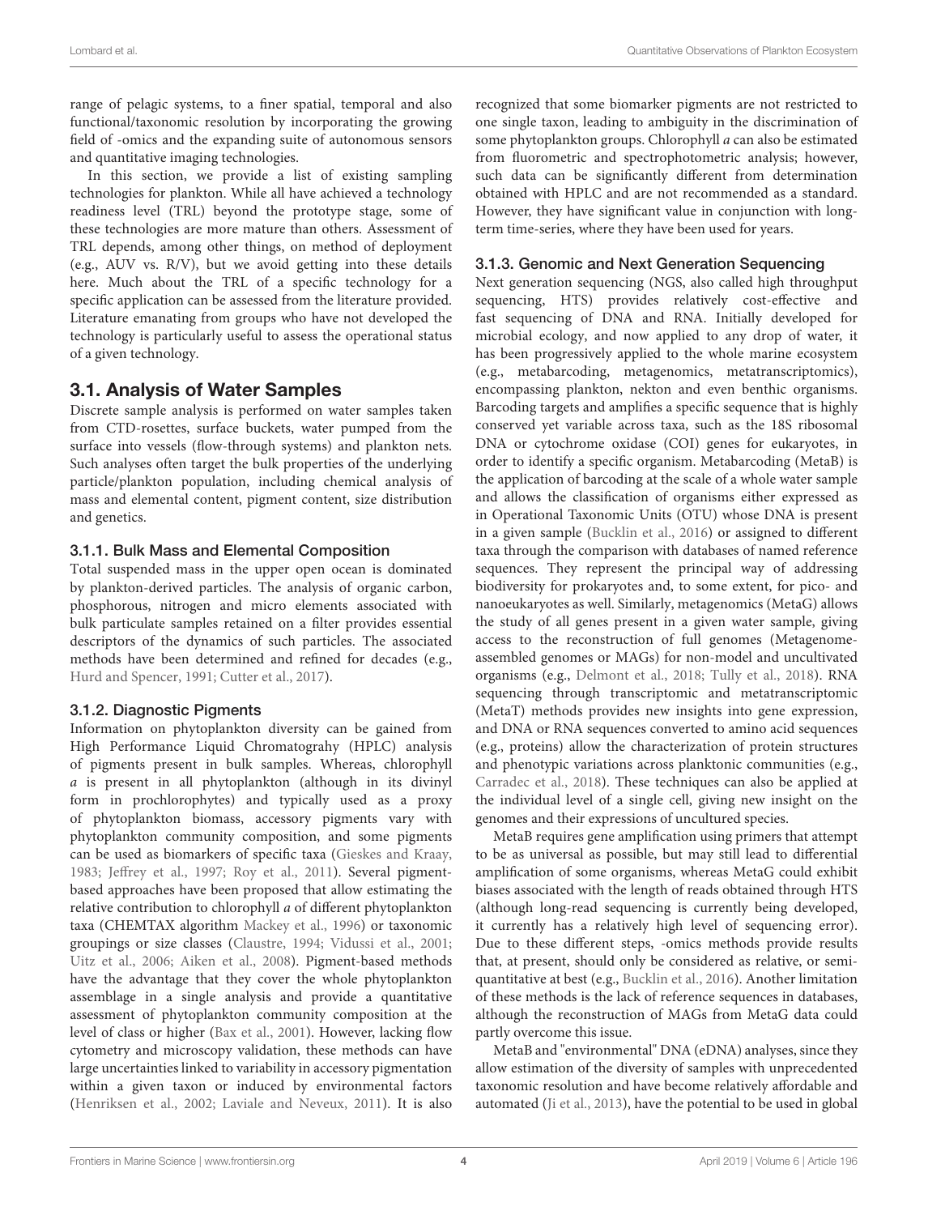range of pelagic systems, to a finer spatial, temporal and also functional/taxonomic resolution by incorporating the growing field of -omics and the expanding suite of autonomous sensors and quantitative imaging technologies.

In this section, we provide a list of existing sampling technologies for plankton. While all have achieved a technology readiness level (TRL) beyond the prototype stage, some of these technologies are more mature than others. Assessment of TRL depends, among other things, on method of deployment (e.g., AUV vs. R/V), but we avoid getting into these details here. Much about the TRL of a specific technology for a specific application can be assessed from the literature provided. Literature emanating from groups who have not developed the technology is particularly useful to assess the operational status of a given technology.

## 3.1. Analysis of Water Samples

Discrete sample analysis is performed on water samples taken from CTD-rosettes, surface buckets, water pumped from the surface into vessels (flow-through systems) and plankton nets. Such analyses often target the bulk properties of the underlying particle/plankton population, including chemical analysis of mass and elemental content, pigment content, size distribution and genetics.

### 3.1.1. Bulk Mass and Elemental Composition

Total suspended mass in the upper open ocean is dominated by plankton-derived particles. The analysis of organic carbon, phosphorous, nitrogen and micro elements associated with bulk particulate samples retained on a filter provides essential descriptors of the dynamics of such particles. The associated methods have been determined and refined for decades (e.g., Hurd and Spencer, 1991; Cutter et al., 2017).

### 3.1.2. Diagnostic Pigments

Information on phytoplankton diversity can be gained from High Performance Liquid Chromatograhy (HPLC) analysis of pigments present in bulk samples. Whereas, chlorophyll *a* is present in all phytoplankton (although in its divinyl form in prochlorophytes) and typically used as a proxy of phytoplankton biomass, accessory pigments vary with phytoplankton community composition, and some pigments can be used as biomarkers of specific taxa (Gieskes and Kraay, 1983; Jeffrey et al., 1997; Roy et al., 2011). Several pigment-based approaches have been proposed that allow estimating the relative contribution to chlorophyll *a* of different phytoplankton taxa (CHEMTAX algorithm Mackey et al., 1996) or taxonomic groupings or size classes (Claustre, 1994; Vidussi et al., 2001; Uitz et al., 2006; Aiken et al., 2008). Pigment-based methods have the advantage that they cover the whole phytoplankton assemblage in a single analysis and provide a quantitative assessment of phytoplankton community composition at the level of class or higher (Bax et al., 2001). However, lacking flow cytometry and microscopy validation, these methods can have large uncertainties linked to variability in accessory pigmentation within a given taxon or induced by environmental factors (Henriksen et al., 2002; Laviale and Neveux, 2011). It is also recognized that some biomarker pigments are not restricted to one single taxon, leading to ambiguity in the discrimination of some phytoplankton groups. Chlorophyll *a* can also be estimated from fluorometric and spectrophotometric analysis; however, such data can be significantly different from determination obtained with HPLC and are not recommended as a standard. However, they have significant value in conjunction with long-term time-series, where they have been used for years.

### 3.1.3. Genomic and Next Generation Sequencing

Next generation sequencing (NGS, also called high throughput sequencing, HTS) provides relatively cost-effective and fast sequencing of DNA and RNA. Initially developed for microbial ecology, and now applied to any drop of water, it has been progressively applied to the whole marine ecosystem (e.g., metabarcoding, metagenomics, metatranscriptomics), encompassing plankton, nekton and even benthic organisms. Barcoding targets and amplifies a specific sequence that is highly conserved yet variable across taxa, such as the 18S ribosomal DNA or cytochrome oxidase (COI) genes for eukaryotes, in order to identify a specific organism. Metabarcoding (MetaB) is the application of barcoding at the scale of a whole water sample and allows the classification of organisms either expressed as in Operational Taxonomic Units (OTU) whose DNA is present in a given sample (Bucklin et al., 2016) or assigned to different taxa through the comparison with databases of named reference sequences. They represent the principal way of addressing biodiversity for prokaryotes and, to some extent, for pico- and nanoeukaryotes as well. Similarly, metagenomics (MetaG) allows the study of all genes present in a given water sample, giving access to the reconstruction of full genomes (Metagenome-assembled genomes or MAGs) for non-model and uncultivated organisms (e.g., Delmont et al., 2018; Tully et al., 2018). RNA sequencing through transcriptomic and metatranscriptomic (MetaT) methods provides new insights into gene expression, and DNA or RNA sequences converted to amino acid sequences (e.g., proteins) allow the characterization of protein structures and phenotypic variations across planktonic communities (e.g., Carradec et al., 2018). These techniques can also be applied at the individual level of a single cell, giving new insight on the genomes and their expressions of uncultured species.

MetaB requires gene amplification using primers that attempt to be as universal as possible, but may still lead to differential amplification of some organisms, whereas MetaG could exhibit biases associated with the length of reads obtained through HTS (although long-read sequencing is currently being developed, it currently has a relatively high level of sequencing error). Due to these different steps, -omics methods provide results that, at present, should only be considered as relative, or semi-quantitative at best (e.g., Bucklin et al., 2016). Another limitation of these methods is the lack of reference sequences in databases, although the reconstruction of MAGs from MetaG data could partly overcome this issue.

MetaB and "environmental" DNA (eDNA) analyses, since they allow estimation of the diversity of samples with unprecedented taxonomic resolution and have become relatively affordable and automated (Ji et al., 2013), have the potential to be used in global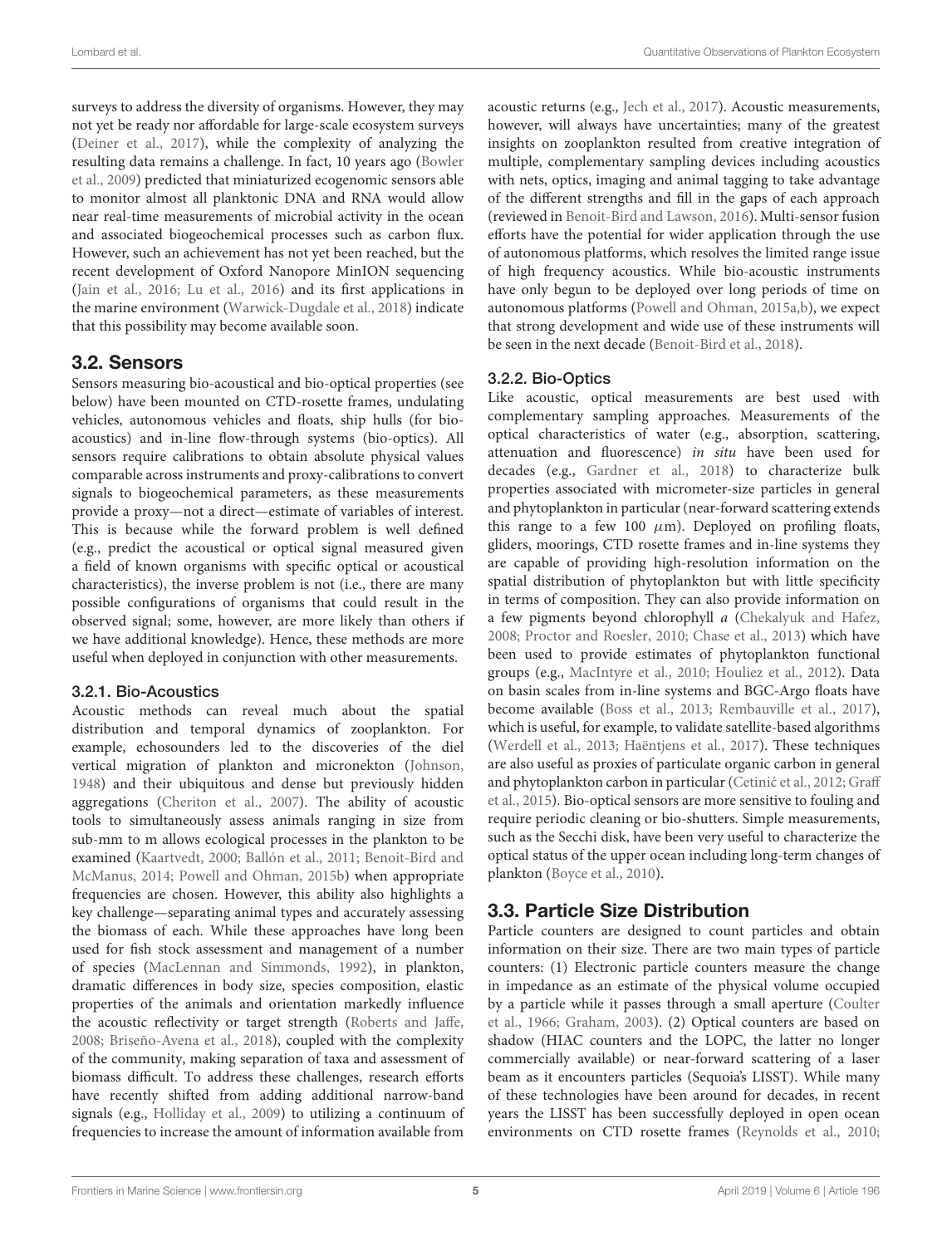surveys to address the diversity of organisms. However, they may not yet be ready nor affordable for large-scale ecosystem surveys (Deiner et al., 2017), while the complexity of analyzing the resulting data remains a challenge. In fact, 10 years ago (Bowler et al., 2009) predicted that miniaturized ecogenomic sensors able to monitor almost all planktonic DNA and RNA would allow near real-time measurements of microbial activity in the ocean and associated biogeochemical processes such as carbon flux. However, such an achievement has not yet been reached, but the recent development of Oxford Nanopore MinION sequencing (Jain et al., 2016; Lu et al., 2016) and its first applications in the marine environment (Warwick-Dugdale et al., 2018) indicate that this possibility may become available soon.

## 3.2. Sensors

Sensors measuring bio-acoustical and bio-optical properties (see below) have been mounted on CTD-rosette frames, undulating vehicles, autonomous vehicles and floats, ship hulls (for bio-acoustics) and in-line flow-through systems (bio-optics). All sensors require calibrations to obtain absolute physical values comparable across instruments and proxy-calibrations to convert signals to biogeochemical parameters, as these measurements provide a proxy—not a direct—estimate of variables of interest. This is because while the forward problem is well defined (e.g., predict the acoustical or optical signal measured given a field of known organisms with specific optical or acoustical characteristics), the inverse problem is not (i.e., there are many possible configurations of organisms that could result in the observed signal; some, however, are more likely than others if we have additional knowledge). Hence, these methods are more useful when deployed in conjunction with other measurements.

### 3.2.1. Bio-Acoustics

Acoustic methods can reveal much about the spatial distribution and temporal dynamics of zooplankton. For example, echosounders led to the discoveries of the diel vertical migration of plankton and micronekton (Johnson, 1948) and their ubiquitous and dense but previously hidden aggregations (Cheriton et al., 2007). The ability of acoustic tools to simultaneously assess animals ranging in size from sub-mm to m allows ecological processes in the plankton to be examined (Kaartvedt, 2000; Ballón et al., 2011; Benoit-Bird and McManus, 2014; Powell and Ohman, 2015b) when appropriate frequencies are chosen. However, this ability also highlights a key challenge—separating animal types and accurately assessing the biomass of each. While these approaches have long been used for fish stock assessment and management of a number of species (MacLennan and Simmonds, 1992), in plankton, dramatic differences in body size, species composition, elastic properties of the animals and orientation markedly influence the acoustic reflectivity or target strength (Roberts and Jaffe, 2008; Briseño-Avena et al., 2018), coupled with the complexity of the community, making separation of taxa and assessment of biomass difficult. To address these challenges, research efforts have recently shifted from adding additional narrow-band signals (e.g., Holliday et al., 2009) to utilizing a continuum of frequencies to increase the amount of information available from acoustic returns (e.g., Jech et al., 2017). Acoustic measurements, however, will always have uncertainties; many of the greatest insights on zooplankton resulted from creative integration of multiple, complementary sampling devices including acoustics with nets, optics, imaging and animal tagging to take advantage of the different strengths and fill in the gaps of each approach (reviewed in Benoit-Bird and Lawson, 2016). Multi-sensor fusion efforts have the potential for wider application through the use of autonomous platforms, which resolves the limited range issue of high frequency acoustics. While bio-acoustic instruments have only begun to be deployed over long periods of time on autonomous platforms (Powell and Ohman, 2015a,b), we expect that strong development and wide use of these instruments will be seen in the next decade (Benoit-Bird et al., 2018).

### 3.2.2. Bio-Optics

Like acoustic, optical measurements are best used with complementary sampling approaches. Measurements of the optical characteristics of water (e.g., absorption, scattering, attenuation and fluorescence) *in situ* have been used for decades (e.g., Gardner et al., 2018) to characterize bulk properties associated with micrometer-size particles in general and phytoplankton in particular (near-forward scattering extends this range to a few 100 $\mu$m). Deployed on profiling floats, gliders, moorings, CTD rosette frames and in-line systems they are capable of providing high-resolution information on the spatial distribution of phytoplankton but with little specificity in terms of composition. They can also provide information on a few pigments beyond chlorophyll *a* (Chekalyuk and Hafez, 2008; Proctor and Roesler, 2010; Chase et al., 2013) which have been used to provide estimates of phytoplankton functional groups (e.g., MacIntyre et al., 2010; Houliez et al., 2012). Data on basin scales from in-line systems and BGC-Argo floats have become available (Boss et al., 2013; Rembauville et al., 2017), which is useful, for example, to validate satellite-based algorithms (Werdell et al., 2013; Haëntjens et al., 2017). These techniques are also useful as proxies of particulate organic carbon in general and phytoplankton carbon in particular (Cetinić et al., 2012; Graff et al., 2015). Bio-optical sensors are more sensitive to fouling and require periodic cleaning or bio-shutters. Simple measurements, such as the Secchi disk, have been very useful to characterize the optical status of the upper ocean including long-term changes of plankton (Boyce et al., 2010).

## 3.3. Particle Size Distribution

Particle counters are designed to count particles and obtain information on their size. There are two main types of particle counters: (1) Electronic particle counters measure the change in impedance as an estimate of the physical volume occupied by a particle while it passes through a small aperture (Coulter et al., 1966; Graham, 2003). (2) Optical counters are based on shadow (HIAC counters and the LOPC, the latter no longer commercially available) or near-forward scattering of a laser beam as it encounters particles (Sequoia's LISST). While many of these technologies have been around for decades, in recent years the LISST has been successfully deployed in open ocean environments on CTD rosette frames (Reynolds et al., 2010;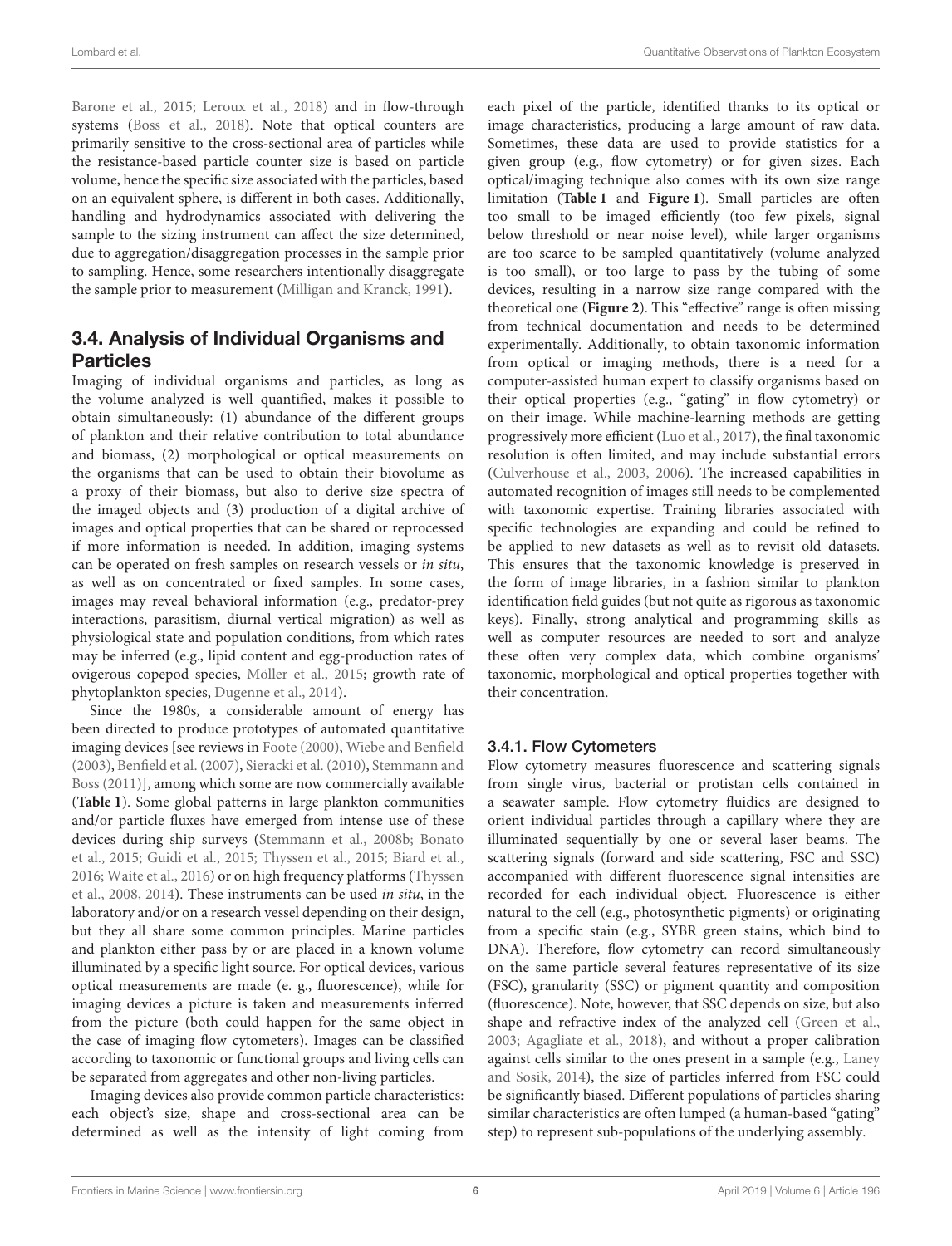Barone et al., 2015; Leroux et al., 2018) and in flow-through systems (Boss et al., 2018). Note that optical counters are primarily sensitive to the cross-sectional area of particles while the resistance-based particle counter size is based on particle volume, hence the specific size associated with the particles, based on an equivalent sphere, is different in both cases. Additionally, handling and hydrodynamics associated with delivering the sample to the sizing instrument can affect the size determined, due to aggregation/disaggregation processes in the sample prior to sampling. Hence, some researchers intentionally disaggregate the sample prior to measurement (Milligan and Kranck, 1991).

## 3.4. Analysis of Individual Organisms and Particles

Imaging of individual organisms and particles, as long as the volume analyzed is well quantified, makes it possible to obtain simultaneously: (1) abundance of the different groups of plankton and their relative contribution to total abundance and biomass, (2) morphological or optical measurements on the organisms that can be used to obtain their biovolume as a proxy of their biomass, but also to derive size spectra of the imaged objects and (3) production of a digital archive of images and optical properties that can be shared or reprocessed if more information is needed. In addition, imaging systems can be operated on fresh samples on research vessels or *in situ*, as well as on concentrated or fixed samples. In some cases, images may reveal behavioral information (e.g., predator-prey interactions, parasitism, diurnal vertical migration) as well as physiological state and population conditions, from which rates may be inferred (e.g., lipid content and egg-production rates of ovigerous copepod species, Möller et al., 2015; growth rate of phytoplankton species, Dugenne et al., 2014).

Since the 1980s, a considerable amount of energy has been directed to produce prototypes of automated quantitative imaging devices [see reviews in Foote (2000), Wiebe and Benfield (2003), Benfield et al. (2007), Sieracki et al. (2010), Stemmann and Boss (2011)], among which some are now commercially available (**Table 1**). Some global patterns in large plankton communities and/or particle fluxes have emerged from intense use of these devices during ship surveys (Stemmann et al., 2008b; Bonato et al., 2015; Guidi et al., 2015; Thyssen et al., 2015; Biard et al., 2016; Waite et al., 2016) or on high frequency platforms (Thyssen et al., 2008, 2014). These instruments can be used *in situ*, in the laboratory and/or on a research vessel depending on their design, but they all share some common principles. Marine particles and plankton either pass by or are placed in a known volume illuminated by a specific light source. For optical devices, various optical measurements are made (e. g., fluorescence), while for imaging devices a picture is taken and measurements inferred from the picture (both could happen for the same object in the case of imaging flow cytometers). Images can be classified according to taxonomic or functional groups and living cells can be separated from aggregates and other non-living particles.

Imaging devices also provide common particle characteristics: each object's size, shape and cross-sectional area can be determined as well as the intensity of light coming from each pixel of the particle, identified thanks to its optical or image characteristics, producing a large amount of raw data. Sometimes, these data are used to provide statistics for a given group (e.g., flow cytometry) or for given sizes. Each optical/imaging technique also comes with its own size range limitation (**Table 1** and **Figure 1**). Small particles are often too small to be imaged efficiently (too few pixels, signal below threshold or near noise level), while larger organisms are too scarce to be sampled quantitatively (volume analyzed is too small), or too large to pass by the tubing of some devices, resulting in a narrow size range compared with the theoretical one (**Figure 2**). This "effective" range is often missing from technical documentation and needs to be determined experimentally. Additionally, to obtain taxonomic information from optical or imaging methods, there is a need for a computer-assisted human expert to classify organisms based on their optical properties (e.g., "gating" in flow cytometry) or on their image. While machine-learning methods are getting progressively more efficient (Luo et al., 2017), the final taxonomic resolution is often limited, and may include substantial errors (Culverhouse et al., 2003, 2006). The increased capabilities in automated recognition of images still needs to be complemented with taxonomic expertise. Training libraries associated with specific technologies are expanding and could be refined to be applied to new datasets as well as to revisit old datasets. This ensures that the taxonomic knowledge is preserved in the form of image libraries, in a fashion similar to plankton identification field guides (but not quite as rigorous as taxonomic keys). Finally, strong analytical and programming skills as well as computer resources are needed to sort and analyze these often very complex data, which combine organisms' taxonomic, morphological and optical properties together with their concentration.

### 3.4.1. Flow Cytometers

Flow cytometry measures fluorescence and scattering signals from single virus, bacterial or protistan cells contained in a seawater sample. Flow cytometry fluidics are designed to orient individual particles through a capillary where they are illuminated sequentially by one or several laser beams. The scattering signals (forward and side scattering, FSC and SSC) accompanied with different fluorescence signal intensities are recorded for each individual object. Fluorescence is either natural to the cell (e.g., photosynthetic pigments) or originating from a specific stain (e.g., SYBR green stains, which bind to DNA). Therefore, flow cytometry can record simultaneously on the same particle several features representative of its size (FSC), granularity (SSC) or pigment quantity and composition (fluorescence). Note, however, that SSC depends on size, but also shape and refractive index of the analyzed cell (Green et al., 2003; Agagliate et al., 2018), and without a proper calibration against cells similar to the ones present in a sample (e.g., Laney and Sosik, 2014), the size of particles inferred from FSC could be significantly biased. Different populations of particles sharing similar characteristics are often lumped (a human-based "gating" step) to represent sub-populations of the underlying assembly.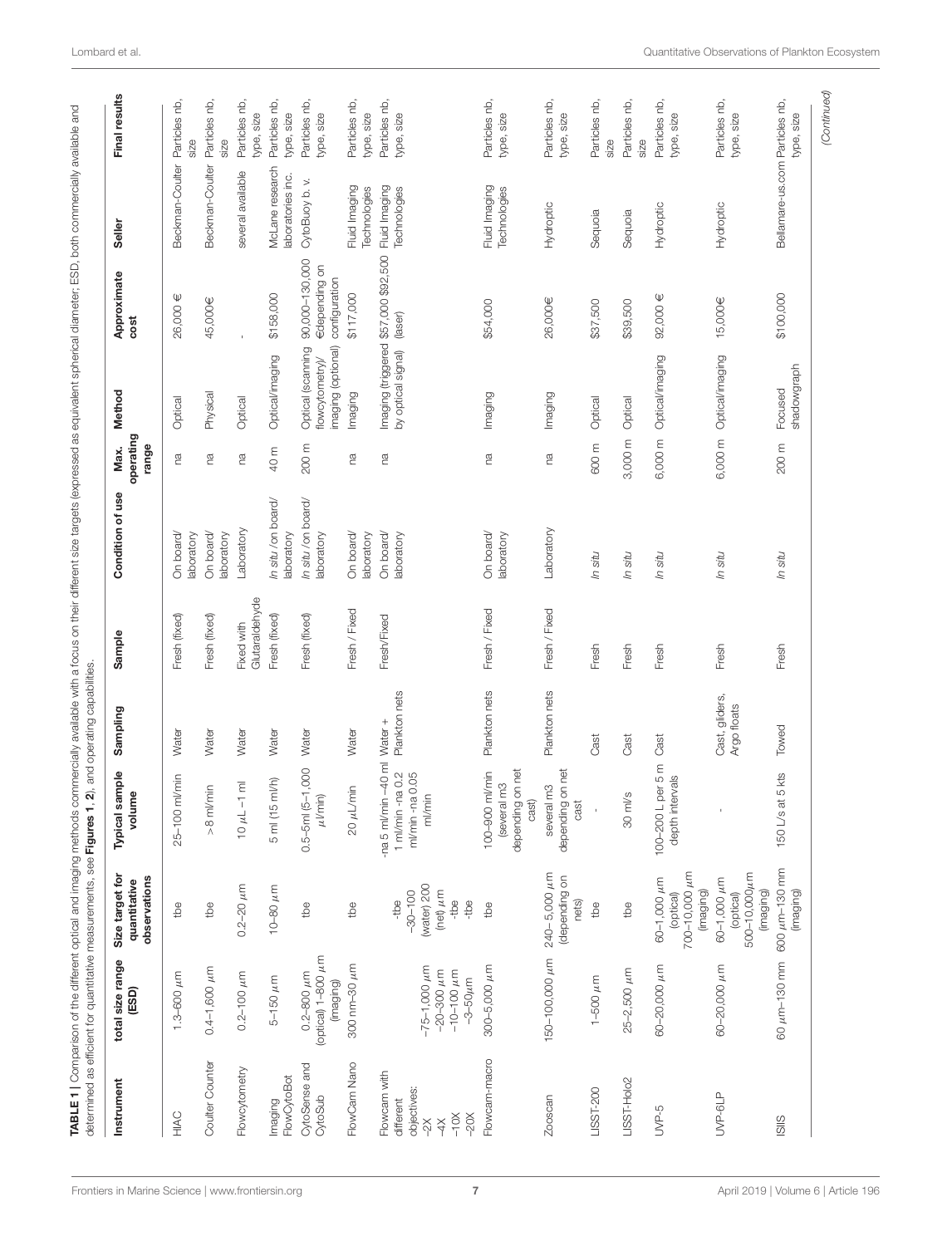**TABLE 1 |** Comparison of the different optical and imaging methods commercially available with a focus on their different size targets (expressed as equivalent spherical diameter; ESD, both commercially available and determined as efficient for quantitative measurements, see **Figures 1**, **2**), and operating capabilities.

| Instrument | total size range (ESD) | Size target for quantitative observations | Typical sample volume | Sampling | Sample | Condition of use | Max. operating range | Method | Approximate cost | Seller | Final results |
|---|---|---|---|---|---|---|---|---|---|---|---|
| HIAC | 1.3–600 μm | tbe | 25–100 ml/min | Water | Fresh (fixed) | On board/ laboratory | na | Optical | 26,000 € | Beckman-Coulter | Particles nb, size |
| Coulter Counter | 0.4–1,600 μm | tbe | >8 ml/min | Water | Fresh (fixed) | On board/ laboratory | na | Physical | 45,000€ | Beckman-Coulter | Particles nb, size |
| Flowcytometry | 0.2–100 μm | 0.2–20 μm | 10 μL –1 ml | Water | Fixed with Glutaraldehyde | Laboratory | na | Optical | - | several available | Particles nb, type, size |
| Imaging FlowCytoBot | 5–150 μm | 10–80 μm | 5 ml (15 ml/h) | Water | Fresh (fixed) | In situ /on board/ laboratory | 40 m | Optical/imaging | $158,000 | McLane research laboratories inc. | Particles nb, type, size |
| CytoSense and CytoSub | 0.2–800 μm (optical) 1–800 μm (imaging) | tbe | 0.5–5ml (5–1,000 μl/min) | Water | Fresh (fixed) | In situ /on board/ laboratory | 200 m | Optical (scanning flowcytometry)/ imaging (optional) | 90,000–130,000 €depending on configuration | CytoBuoy b. v. | Particles nb, type, size |
| FlowCam Nano | 300 nm–30 μm | tbe | 20 μL/min | Water | Fresh / Fixed | On board/ laboratory | na | Imaging | $117,000 | Fluid Imaging Technologies | Particles nb, type, size |
| Flowcam with different objectives: -2X -4X -10X -20X | -75–1,000 μm -20–300 μm -10–100 μm -3–50μm | -tbe -30–100 (water) 200 (net) μm -tbe -tbe | -na 5 ml/min -40 ml 1 ml/min -na 0.2 ml/min -na 0.05 ml/min | Water + Plankton nets | Fresh/Fixed | On board/ laboratory | na | Imaging (triggered by optical signal) | $57,000 $92,500 (laser) | Fluid Imaging Technologies | Particles nb, type, size |
| Flowcam-macro | 300–5,000 μm | tbe | 100–900 ml/min (several m3 depending on net cast) | Plankton nets | Fresh / Fixed | On board/ laboratory | na | Imaging | $54,000 | Fluid Imaging Technologies | Particles nb, type, size |
| Zooscan | 150–100,000 μm | 240– 5,000 μm (depending on nets) | several m3 depending on net cast | Plankton nets | Fresh / Fixed | Laboratory | na | Imaging | 26,000€ | Hydroptic | Particles nb, type, size |
| LISST-200 | 1–500 μm | tbe | - | Cast | Fresh | In situ | 600 m | Optical | $37,500 | Sequoia | Particles nb, size |
| LISST-Holo2 | 25–2,500 μm | tbe | 30 ml/s | Cast | Fresh | In situ | 3,000 m | Optical | $39,500 | Sequoia | Particles nb, size |
| UVP-5 | 60–20,000 μm | 60–1,000 μm (optical) 700–10,000 μm (imaging) | 100–200 L per 5 m depth intervals | Cast | Fresh | In situ | 6,000 m | Optical/imaging | 92,000 € | Hydroptic | Particles nb, type, size |
| UVP-6LP | 60–20,000 μm | 60–1,000 μm (optical) 500–10,000μm (imaging) | - | Cast, gliders, Argo floats | Fresh | In situ | 6,000 m | Optical/imaging | 15,000€ | Hydroptic | Particles nb, type, size |
| ISIIS | 60 μm–130 mm | 600 μm–130 mm (imaging) | 150 L/s at 5 kts | Towed | Fresh | In situ | 200 m | Focused shadowgraph | $100,000 | Bellamare-us.com | Particles nb, type, size |

(Continued)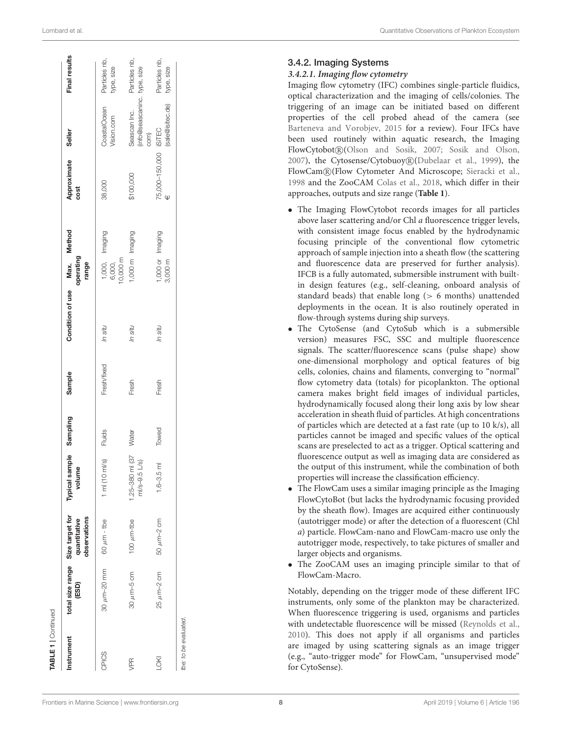**TABLE 1** | Continued

| Instrument | total size range (ESD) | Size target for quantitative observations | Typical sample volume | Sampling | Sample | Condition of use | Max. operating range | Method | Approximate cost | Seller | Final results |
|---|---|---|---|---|---|---|---|---|---|---|---|
| CPICS | 30 μm–20 mm | 60 μm - tbe | 1 ml (10 ml/s) | Fluids | Fresh/fixed | *In situ* | 1,000, 6,000, 10,000 m | Imaging | 38,000 | CoastalOcean Vision.com | Particles nb, type, size |
| VPR | 30 μm–5 cm | 100 μm-tbe | 1.25–380 ml (37 ml/s–9.5 L/s) | Water | Fresh | *In situ* | 1,000 m | Imaging | $100,000 | Seascan Inc. (info@seascaninc.com) | Particles nb, type, size |
| LOKI | 25 μm–2 cm | 50 μm–2 cm | 1.6–3.5 ml | Towed | Fresh | *In situ* | 1,000 or 3,000 m | Imaging | 75,000–150,000 € | iSITEC (sale@isitec.de) | Particles nb, type, size |

*tbe: to be evaluated.*

### 3.4.2. Imaging Systems

#### *3.4.2.1. Imaging flow cytometry*

Imaging flow cytometry (IFC) combines single-particle fluidics, optical characterization and the imaging of cells/colonies. The triggering of an image can be initiated based on different properties of the cell probed ahead of the camera (see Barteneva and Vorobjev, 2015 for a review). Four IFCs have been used routinely within aquatic research, the Imaging FlowCytobot®(Olson and Sosik, 2007; Sosik and Olson, 2007), the Cytosense/Cytobuoy®(Dubelaar et al., 1999), the FlowCam®(Flow Cytometer And Microscope; Sieracki et al., 1998 and the ZooCAM Colas et al., 2018, which differ in their approaches, outputs and size range (**Table 1**).

- The Imaging FlowCytobot records images for all particles above laser scattering and/or Chl *a* fluorescence trigger levels, with consistent image focus enabled by the hydrodynamic focusing principle of the conventional flow cytometric approach of sample injection into a sheath flow (the scattering and fluorescence data are preserved for further analysis). IFCB is a fully automated, submersible instrument with built-in design features (e.g., self-cleaning, onboard analysis of standard beads) that enable long (> 6 months) unattended deployments in the ocean. It is also routinely operated in flow-through systems during ship surveys.
- The CytoSense (and CytoSub which is a submersible version) measures FSC, SSC and multiple fluorescence signals. The scatter/fluorescence scans (pulse shape) show one-dimensional morphology and optical features of big cells, colonies, chains and filaments, converging to "normal" flow cytometry data (totals) for picoplankton. The optional camera makes bright field images of individual particles, hydrodynamically focused along their long axis by low shear acceleration in sheath fluid of particles. At high concentrations of particles which are detected at a fast rate (up to 10 k/s), all particles cannot be imaged and specific values of the optical scans are preselected to act as a trigger. Optical scattering and fluorescence output as well as imaging data are considered as the output of this instrument, while the combination of both properties will increase the classification efficiency.
- The FlowCam uses a similar imaging principle as the Imaging FlowCytoBot (but lacks the hydrodynamic focusing provided by the sheath flow). Images are acquired either continuously (autotrigger mode) or after the detection of a fluorescent (Chl *a*) particle. FlowCam-nano and FlowCam-macro use only the autotrigger mode, respectively, to take pictures of smaller and larger objects and organisms.
- The ZooCAM uses an imaging principle similar to that of FlowCam-Macro.

Notably, depending on the trigger mode of these different IFC instruments, only some of the plankton may be characterized. When fluorescence triggering is used, organisms and particles with undetectable fluorescence will be missed (Reynolds et al., 2010). This does not apply if all organisms and particles are imaged by using scattering signals as an image trigger (e.g., "auto-trigger mode" for FlowCam, "unsupervised mode" for CytoSense).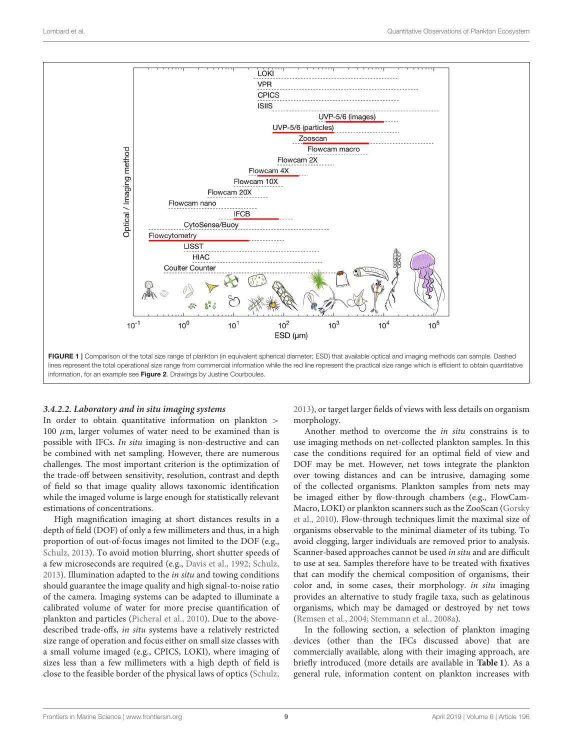FIGURE 1 | Comparison of the total size range of plankton (in equivalent spherical diameter; ESD) that available optical and imaging methods can sample. Dashed lines represent the total operational size range from commercial information while the red line represent the practical size range which is efficient to obtain quantitative information, for an example see **Figure 2**. Drawings by Justine Courboules.

#### 3.4.2.2. Laboratory and in situ imaging systems

In order to obtain quantitative information on plankton > 100 $\mu$m, larger volumes of water need to be examined than is possible with IFCs. *In situ* imaging is non-destructive and can be combined with net sampling. However, there are numerous challenges. The most important criterion is the optimization of the trade-off between sensitivity, resolution, contrast and depth of field so that image quality allows taxonomic identification while the imaged volume is large enough for statistically relevant estimations of concentrations.

High magnification imaging at short distances results in a depth of field (DOF) of only a few millimeters and thus, in a high proportion of out-of-focus images not limited to the DOF (e.g., Schulz, 2013). To avoid motion blurring, short shutter speeds of a few microseconds are required (e.g., Davis et al., 1992; Schulz, 2013). Illumination adapted to the *in situ* and towing conditions should guarantee the image quality and high signal-to-noise ratio of the camera. Imaging systems can be adapted to illuminate a calibrated volume of water for more precise quantification of plankton and particles (Picheral et al., 2010). Due to the above-described trade-offs, *in situ* systems have a relatively restricted size range of operation and focus either on small size classes with a small volume imaged (e.g., CPICS, LOKI), where imaging of sizes less than a few millimeters with a high depth of field is close to the feasible border of the physical laws of optics (Schulz, 2013), or target larger fields of views with less details on organism morphology.

Another method to overcome the *in situ* constrains is to use imaging methods on net-collected plankton samples. In this case the conditions required for an optimal field of view and DOF may be met. However, net tows integrate the plankton over towing distances and can be intrusive, damaging some of the collected organisms. Plankton samples from nets may be imaged either by flow-through chambers (e.g., FlowCam-Macro, LOKI) or plankton scanners such as the ZooScan (Gorsky et al., 2010). Flow-through techniques limit the maximal size of organisms observable to the minimal diameter of its tubing. To avoid clogging, larger individuals are removed prior to analysis. Scanner-based approaches cannot be used *in situ* and are difficult to use at sea. Samples therefore have to be treated with fixatives that can modify the chemical composition of organisms, their color and, in some cases, their morphology. *in situ* imaging provides an alternative to study fragile taxa, such as gelatinous organisms, which may be damaged or destroyed by net tows (Remsen et al., 2004; Stemmann et al., 2008a).

In the following section, a selection of plankton imaging devices (other than the IFCs discussed above) that are commercially available, along with their imaging approach, are briefly introduced (more details are available in **Table 1**). As a general rule, information content on plankton increases with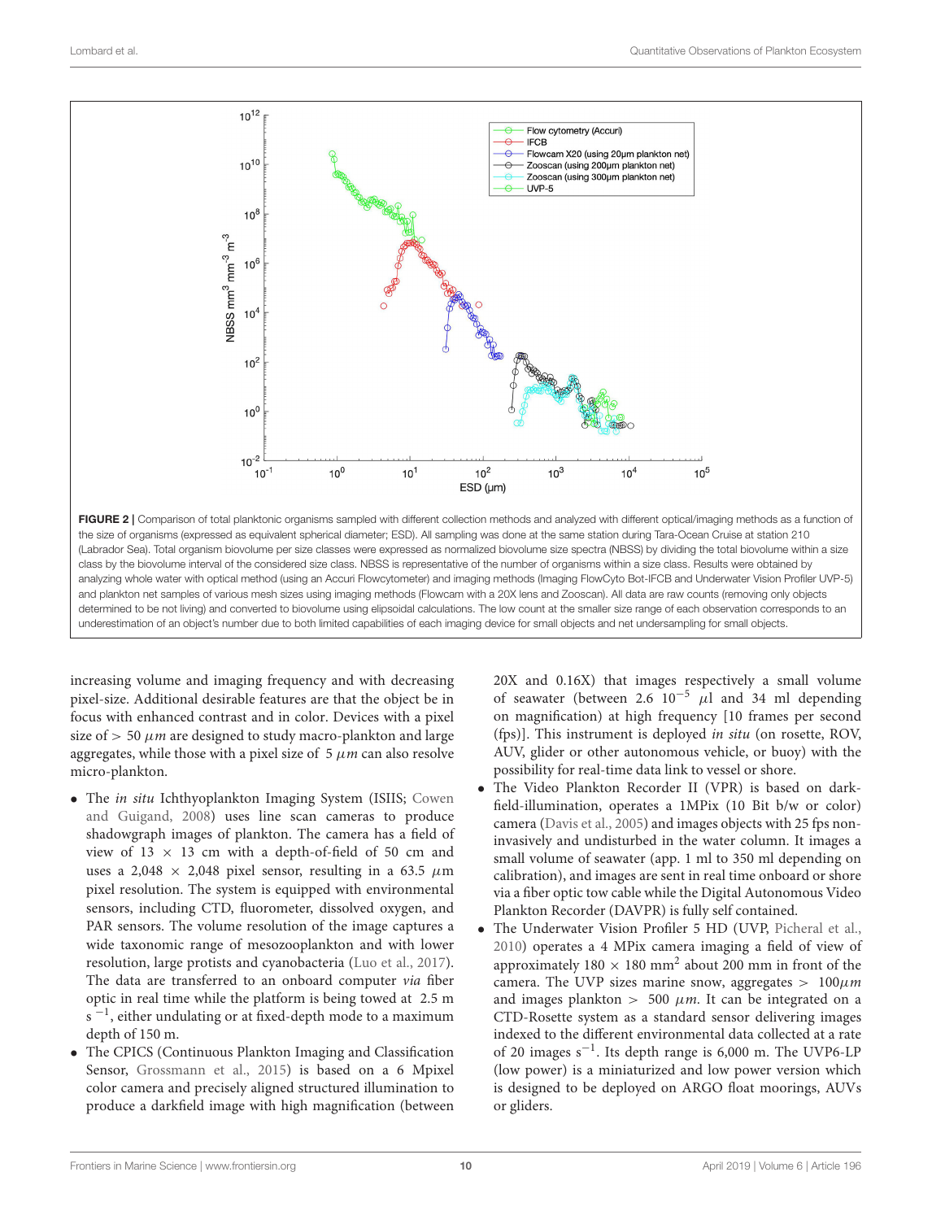**FIGURE 2 |** Comparison of total planktonic organisms sampled with different collection methods and analyzed with different optical/imaging methods as a function of the size of organisms (expressed as equivalent spherical diameter; ESD). All sampling was done at the same station during Tara-Ocean Cruise at station 210 (Labrador Sea). Total organism biovolume per size classes were expressed as normalized biovolume size spectra (NBSS) by dividing the total biovolume within a size class by the biovolume interval of the considered size class. NBSS is representative of the number of organisms within a size class. Results were obtained by analyzing whole water with optical method (using an Accuri Flowcytometer) and imaging methods (Imaging FlowCyto Bot-IFCB and Underwater Vision Profiler UVP-5) and plankton net samples of various mesh sizes using imaging methods (Flowcam with a 20X lens and Zooscan). All data are raw counts (removing only objects determined to be not living) and converted to biovolume using elipsoidal calculations. The low count at the smaller size range of each observation corresponds to an underestimation of an object's number due to both limited capabilities of each imaging device for small objects and net undersampling for small objects.

increasing volume and imaging frequency and with decreasing pixel-size. Additional desirable features are that the object be in focus with enhanced contrast and in color. Devices with a pixel size of > 50 $\mu m$ are designed to study macro-plankton and large aggregates, while those with a pixel size of 5 $\mu m$ can also resolve micro-plankton.

- The *in situ* Ichthyoplankton Imaging System (ISIIS; Cowen and Guigand, 2008) uses line scan cameras to produce shadowgraph images of plankton. The camera has a field of view of 13 × 13 cm with a depth-of-field of 50 cm and uses a 2,048 × 2,048 pixel sensor, resulting in a 63.5 $\mu$m pixel resolution. The system is equipped with environmental sensors, including CTD, fluorometer, dissolved oxygen, and PAR sensors. The volume resolution of the image captures a wide taxonomic range of mesozooplankton and with lower resolution, large protists and cyanobacteria (Luo et al., 2017). The data are transferred to an onboard computer *via* fiber optic in real time while the platform is being towed at 2.5 m $s^{-1}$, either undulating or at fixed-depth mode to a maximum depth of 150 m.
- The CPICS (Continuous Plankton Imaging and Classification Sensor, Grossmann et al., 2015) is based on a 6 Mpixel color camera and precisely aligned structured illumination to produce a darkfield image with high magnification (between 20X and 0.16X) that images respectively a small volume of seawater (between 2.6 $10^{-5}$ $\mu$l and 34 ml depending on magnification) at high frequency [10 frames per second (fps)]. This instrument is deployed *in situ* (on rosette, ROV, AUV, glider or other autonomous vehicle, or buoy) with the possibility for real-time data link to vessel or shore.
- The Video Plankton Recorder II (VPR) is based on dark-field-illumination, operates a 1MPix (10 Bit b/w or color) camera (Davis et al., 2005) and images objects with 25 fps non-invasively and undisturbed in the water column. It images a small volume of seawater (app. 1 ml to 350 ml depending on calibration), and images are sent in real time onboard or shore via a fiber optic tow cable while the Digital Autonomous Video Plankton Recorder (DAVPR) is fully self contained.
- The Underwater Vision Profiler 5 HD (UVP, Picheral et al., 2010) operates a 4 MPix camera imaging a field of view of approximately 180 × 180 $mm^2$ about 200 mm in front of the camera. The UVP sizes marine snow, aggregates > 100$\mu m$ and images plankton > 500 $\mu m$. It can be integrated on a CTD-Rosette system as a standard sensor delivering images indexed to the different environmental data collected at a rate of 20 images $s^{-1}$. Its depth range is 6,000 m. The UVP6-LP (low power) is a miniaturized and low power version which is designed to be deployed on ARGO float moorings, AUVs or gliders.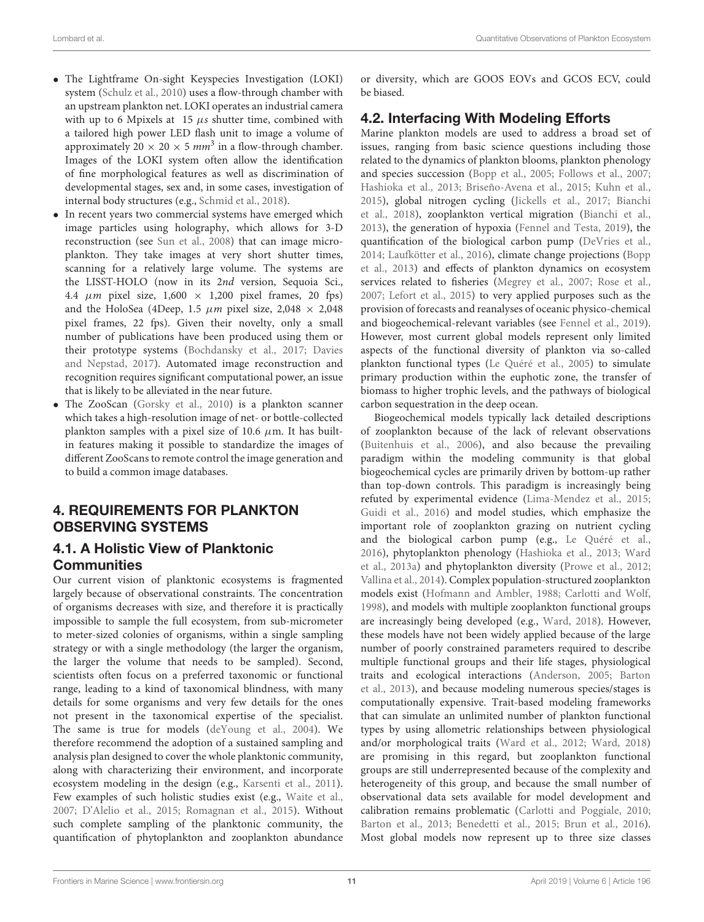- The Lightframe On-sight Keyspecies Investigation (LOKI) system (Schulz et al., 2010) uses a flow-through chamber with an upstream plankton net. LOKI operates an industrial camera with up to 6 Mpixels at 15 $\mu s$ shutter time, combined with a tailored high power LED flash unit to image a volume of approximately $20 \times 20 \times 5$ $mm^3$ in a flow-through chamber. Images of the LOKI system often allow the identification of fine morphological features as well as discrimination of developmental stages, sex and, in some cases, investigation of internal body structures (e.g., Schmid et al., 2018).
- In recent years two commercial systems have emerged which image particles using holography, which allows for 3-D reconstruction (see Sun et al., 2008) that can image microplankton. They take images at very short shutter times, scanning for a relatively large volume. The systems are the LISST-HOLO (now in its 2*nd* version, Sequoia Sci., 4.4 $\mu m$ pixel size, $1,600 \times 1,200$ pixel frames, 20 fps) and the HoloSea (4Deep, 1.5 $\mu m$ pixel size, $2,048 \times 2,048$ pixel frames, 22 fps). Given their novelty, only a small number of publications have been produced using them or their prototype systems (Bochdansky et al., 2017; Davies and Nepstad, 2017). Automated image reconstruction and recognition requires significant computational power, an issue that is likely to be alleviated in the near future.
- The ZooScan (Gorsky et al., 2010) is a plankton scanner which takes a high-resolution image of net- or bottle-collected plankton samples with a pixel size of 10.6 $\mu$m. It has built-in features making it possible to standardize the images of different ZooScans to remote control the image generation and to build a common image databases.

## 4. REQUIREMENTS FOR PLANKTON OBSERVING SYSTEMS

### 4.1. A Holistic View of Planktonic Communities

Our current vision of planktonic ecosystems is fragmented largely because of observational constraints. The concentration of organisms decreases with size, and therefore it is practically impossible to sample the full ecosystem, from sub-micrometer to meter-sized colonies of organisms, within a single sampling strategy or with a single methodology (the larger the organism, the larger the volume that needs to be sampled). Second, scientists often focus on a preferred taxonomic or functional range, leading to a kind of taxonomical blindness, with many details for some organisms and very few details for the ones not present in the taxonomical expertise of the specialist. The same is true for models (deYoung et al., 2004). We therefore recommend the adoption of a sustained sampling and analysis plan designed to cover the whole planktonic community, along with characterizing their environment, and incorporate ecosystem modeling in the design (e.g., Karsenti et al., 2011). Few examples of such holistic studies exist (e.g., Waite et al., 2007; D'Alelio et al., 2015; Romagnan et al., 2015). Without such complete sampling of the planktonic community, the quantification of phytoplankton and zooplankton abundance or diversity, which are GOOS EOVs and GCOS ECV, could be biased.

### 4.2. Interfacing With Modeling Efforts

Marine plankton models are used to address a broad set of issues, ranging from basic science questions including those related to the dynamics of plankton blooms, plankton phenology and species succession (Bopp et al., 2005; Follows et al., 2007; Hashioka et al., 2013; Briseño-Avena et al., 2015; Kuhn et al., 2015), global nitrogen cycling (Jickells et al., 2017; Bianchi et al., 2018), zooplankton vertical migration (Bianchi et al., 2013), the generation of hypoxia (Fennel and Testa, 2019), the quantification of the biological carbon pump (DeVries et al., 2014; Laufkötter et al., 2016), climate change projections (Bopp et al., 2013) and effects of plankton dynamics on ecosystem services related to fisheries (Megrey et al., 2007; Rose et al., 2007; Lefort et al., 2015) to very applied purposes such as the provision of forecasts and reanalyses of oceanic physico-chemical and biogeochemical-relevant variables (see Fennel et al., 2019). However, most current global models represent only limited aspects of the functional diversity of plankton via so-called plankton functional types (Le Quéré et al., 2005) to simulate primary production within the euphotic zone, the transfer of biomass to higher trophic levels, and the pathways of biological carbon sequestration in the deep ocean.

Biogeochemical models typically lack detailed descriptions of zooplankton because of the lack of relevant observations (Buitenhuis et al., 2006), and also because the prevailing paradigm within the modeling community is that global biogeochemical cycles are primarily driven by bottom-up rather than top-down controls. This paradigm is increasingly being refuted by experimental evidence (Lima-Mendez et al., 2015; Guidi et al., 2016) and model studies, which emphasize the important role of zooplankton grazing on nutrient cycling and the biological carbon pump (e.g., Le Quéré et al., 2016), phytoplankton phenology (Hashioka et al., 2013; Ward et al., 2013a) and phytoplankton diversity (Prowe et al., 2012; Vallina et al., 2014). Complex population-structured zooplankton models exist (Hofmann and Ambler, 1988; Carlotti and Wolf, 1998), and models with multiple zooplankton functional groups are increasingly being developed (e.g., Ward, 2018). However, these models have not been widely applied because of the large number of poorly constrained parameters required to describe multiple functional groups and their life stages, physiological traits and ecological interactions (Anderson, 2005; Barton et al., 2013), and because modeling numerous species/stages is computationally expensive. Trait-based modeling frameworks that can simulate an unlimited number of plankton functional types by using allometric relationships between physiological and/or morphological traits (Ward et al., 2012; Ward, 2018) are promising in this regard, but zooplankton functional groups are still underrepresented because of the complexity and heterogeneity of this group, and because the small number of observational data sets available for model development and calibration remains problematic (Carlotti and Poggiale, 2010; Barton et al., 2013; Benedetti et al., 2015; Brun et al., 2016). Most global models now represent up to three size classes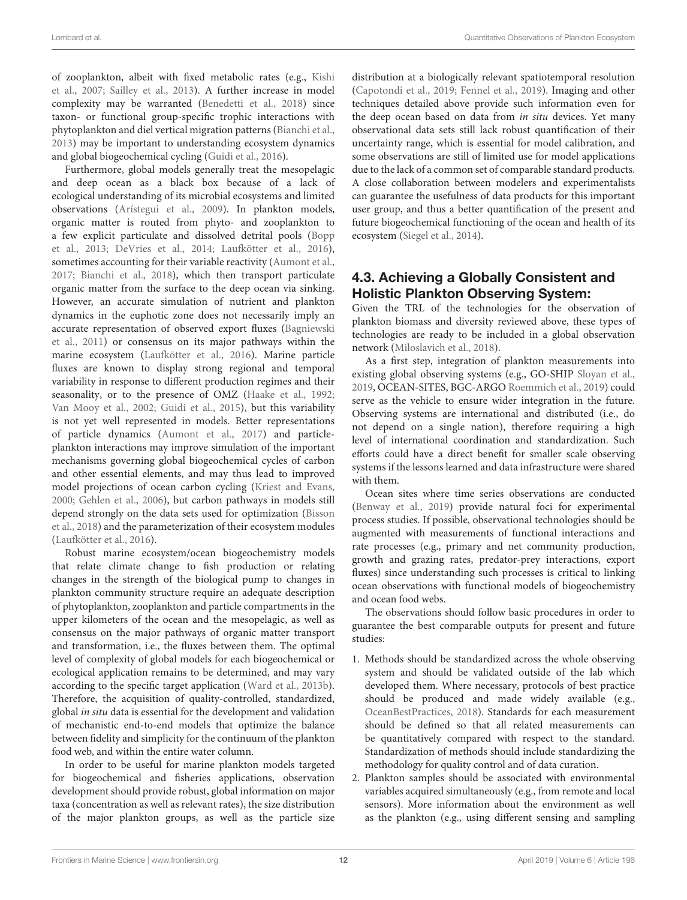of zooplankton, albeit with fixed metabolic rates (e.g., Kishi et al., 2007; Sailley et al., 2013). A further increase in model complexity may be warranted (Benedetti et al., 2018) since taxon- or functional group-specific trophic interactions with phytoplankton and diel vertical migration patterns (Bianchi et al., 2013) may be important to understanding ecosystem dynamics and global biogeochemical cycling (Guidi et al., 2016).

Furthermore, global models generally treat the mesopelagic and deep ocean as a black box because of a lack of ecological understanding of its microbial ecosystems and limited observations (Arístegui et al., 2009). In plankton models, organic matter is routed from phyto- and zooplankton to a few explicit particulate and dissolved detrital pools (Bopp et al., 2013; DeVries et al., 2014; Laufkötter et al., 2016), sometimes accounting for their variable reactivity (Aumont et al., 2017; Bianchi et al., 2018), which then transport particulate organic matter from the surface to the deep ocean via sinking. However, an accurate simulation of nutrient and plankton dynamics in the euphotic zone does not necessarily imply an accurate representation of observed export fluxes (Bagniewski et al., 2011) or consensus on its major pathways within the marine ecosystem (Laufkötter et al., 2016). Marine particle fluxes are known to display strong regional and temporal variability in response to different production regimes and their seasonality, or to the presence of OMZ (Haake et al., 1992; Van Mooy et al., 2002; Guidi et al., 2015), but this variability is not yet well represented in models. Better representations of particle dynamics (Aumont et al., 2017) and particle-plankton interactions may improve simulation of the important mechanisms governing global biogeochemical cycles of carbon and other essential elements, and may thus lead to improved model projections of ocean carbon cycling (Kriest and Evans, 2000; Gehlen et al., 2006), but carbon pathways in models still depend strongly on the data sets used for optimization (Bisson et al., 2018) and the parameterization of their ecosystem modules (Laufkötter et al., 2016).

Robust marine ecosystem/ocean biogeochemistry models that relate climate change to fish production or relating changes in the strength of the biological pump to changes in plankton community structure require an adequate description of phytoplankton, zooplankton and particle compartments in the upper kilometers of the ocean and the mesopelagic, as well as consensus on the major pathways of organic matter transport and transformation, i.e., the fluxes between them. The optimal level of complexity of global models for each biogeochemical or ecological application remains to be determined, and may vary according to the specific target application (Ward et al., 2013b). Therefore, the acquisition of quality-controlled, standardized, global *in situ* data is essential for the development and validation of mechanistic end-to-end models that optimize the balance between fidelity and simplicity for the continuum of the plankton food web, and within the entire water column.

In order to be useful for marine plankton models targeted for biogeochemical and fisheries applications, observation development should provide robust, global information on major taxa (concentration as well as relevant rates), the size distribution of the major plankton groups, as well as the particle size distribution at a biologically relevant spatiotemporal resolution (Capotondi et al., 2019; Fennel et al., 2019). Imaging and other techniques detailed above provide such information even for the deep ocean based on data from *in situ* devices. Yet many observational data sets still lack robust quantification of their uncertainty range, which is essential for model calibration, and some observations are still of limited use for model applications due to the lack of a common set of comparable standard products. A close collaboration between modelers and experimentalists can guarantee the usefulness of data products for this important user group, and thus a better quantification of the present and future biogeochemical functioning of the ocean and health of its ecosystem (Siegel et al., 2014).

## 4.3. Achieving a Globally Consistent and Holistic Plankton Observing System:

Given the TRL of the technologies for the observation of plankton biomass and diversity reviewed above, these types of technologies are ready to be included in a global observation network (Miloslavich et al., 2018).

As a first step, integration of plankton measurements into existing global observing systems (e.g., GO-SHIP Sloyan et al., 2019, OCEAN-SITES, BGC-ARGO Roemmich et al., 2019) could serve as the vehicle to ensure wider integration in the future. Observing systems are international and distributed (i.e., do not depend on a single nation), therefore requiring a high level of international coordination and standardization. Such efforts could have a direct benefit for smaller scale observing systems if the lessons learned and data infrastructure were shared with them.

Ocean sites where time series observations are conducted (Benway et al., 2019) provide natural foci for experimental process studies. If possible, observational technologies should be augmented with measurements of functional interactions and rate processes (e.g., primary and net community production, growth and grazing rates, predator-prey interactions, export fluxes) since understanding such processes is critical to linking ocean observations with functional models of biogeochemistry and ocean food webs.

The observations should follow basic procedures in order to guarantee the best comparable outputs for present and future studies:

1. Methods should be standardized across the whole observing system and should be validated outside of the lab which developed them. Where necessary, protocols of best practice should be produced and made widely available (e.g., OceanBestPractices, 2018). Standards for each measurement should be defined so that all related measurements can be quantitatively compared with respect to the standard. Standardization of methods should include standardizing the methodology for quality control and of data curation.
2. Plankton samples should be associated with environmental variables acquired simultaneously (e.g., from remote and local sensors). More information about the environment as well as the plankton (e.g., using different sensing and sampling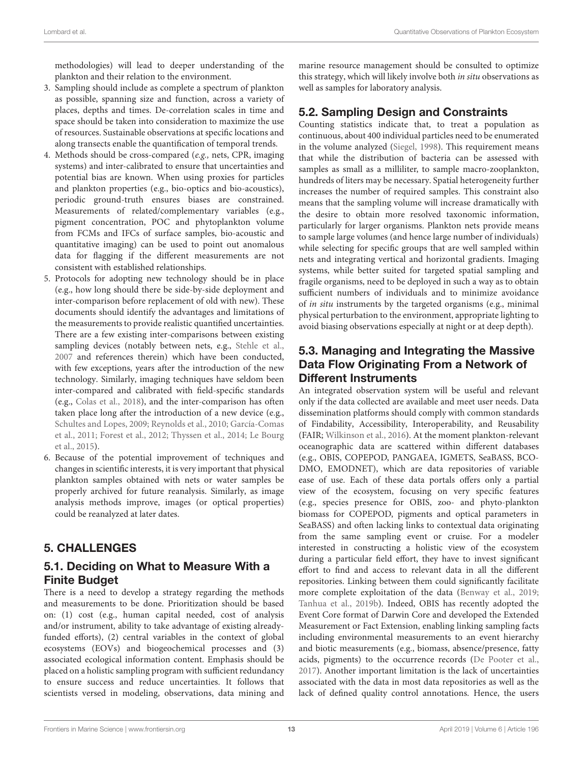methodologies) will lead to deeper understanding of the plankton and their relation to the environment.

3. Sampling should include as complete a spectrum of plankton as possible, spanning size and function, across a variety of places, depths and times. De-correlation scales in time and space should be taken into consideration to maximize the use of resources. Sustainable observations at specific locations and along transects enable the quantification of temporal trends.
4. Methods should be cross-compared (*e.g.,* nets, CPR, imaging systems) and inter-calibrated to ensure that uncertainties and potential bias are known. When using proxies for particles and plankton properties (e.g., bio-optics and bio-acoustics), periodic ground-truth ensures biases are constrained. Measurements of related/complementary variables (e.g., pigment concentration, POC and phytoplankton volume from FCMs and IFCs of surface samples, bio-acoustic and quantitative imaging) can be used to point out anomalous data for flagging if the different measurements are not consistent with established relationships.
5. Protocols for adopting new technology should be in place (e.g., how long should there be side-by-side deployment and inter-comparison before replacement of old with new). These documents should identify the advantages and limitations of the measurements to provide realistic quantified uncertainties. There are a few existing inter-comparisons between existing sampling devices (notably between nets, e.g., Stehle et al., 2007 and references therein) which have been conducted, with few exceptions, years after the introduction of the new technology. Similarly, imaging techniques have seldom been inter-compared and calibrated with field-specific standards (e.g., Colas et al., 2018), and the inter-comparison has often taken place long after the introduction of a new device (e.g., Schultes and Lopes, 2009; Reynolds et al., 2010; García-Comas et al., 2011; Forest et al., 2012; Thyssen et al., 2014; Le Bourg et al., 2015).
6. Because of the potential improvement of techniques and changes in scientific interests, it is very important that physical plankton samples obtained with nets or water samples be properly archived for future reanalysis. Similarly, as image analysis methods improve, images (or optical properties) could be reanalyzed at later dates.

## 5. CHALLENGES

### 5.1. Deciding on What to Measure With a Finite Budget

There is a need to develop a strategy regarding the methods and measurements to be done. Prioritization should be based on: (1) cost (e.g., human capital needed, cost of analysis and/or instrument, ability to take advantage of existing already-funded efforts), (2) central variables in the context of global ecosystems (EOVs) and biogeochemical processes and (3) associated ecological information content. Emphasis should be placed on a holistic sampling program with sufficient redundancy to ensure success and reduce uncertainties. It follows that scientists versed in modeling, observations, data mining and marine resource management should be consulted to optimize this strategy, which will likely involve both *in situ* observations as well as samples for laboratory analysis.

### 5.2. Sampling Design and Constraints

Counting statistics indicate that, to treat a population as continuous, about 400 individual particles need to be enumerated in the volume analyzed (Siegel, 1998). This requirement means that while the distribution of bacteria can be assessed with samples as small as a milliliter, to sample macro-zooplankton, hundreds of liters may be necessary. Spatial heterogeneity further increases the number of required samples. This constraint also means that the sampling volume will increase dramatically with the desire to obtain more resolved taxonomic information, particularly for larger organisms. Plankton nets provide means to sample large volumes (and hence large number of individuals) while selecting for specific groups that are well sampled within nets and integrating vertical and horizontal gradients. Imaging systems, while better suited for targeted spatial sampling and fragile organisms, need to be deployed in such a way as to obtain sufficient numbers of individuals and to minimize avoidance of *in situ* instruments by the targeted organisms (e.g., minimal physical perturbation to the environment, appropriate lighting to avoid biasing observations especially at night or at deep depth).

### 5.3. Managing and Integrating the Massive Data Flow Originating From a Network of Different Instruments

An integrated observation system will be useful and relevant only if the data collected are available and meet user needs. Data dissemination platforms should comply with common standards of Findability, Accessibility, Interoperability, and Reusability (FAIR; Wilkinson et al., 2016). At the moment plankton-relevant oceanographic data are scattered within different databases (e.g., OBIS, COPEPOD, PANGAEA, IGMETS, SeaBASS, BCO-DMO, EMODNET), which are data repositories of variable ease of use. Each of these data portals offers only a partial view of the ecosystem, focusing on very specific features (e.g., species presence for OBIS, zoo- and phyto-plankton biomass for COPEPOD, pigments and optical parameters in SeaBASS) and often lacking links to contextual data originating from the same sampling event or cruise. For a modeler interested in constructing a holistic view of the ecosystem during a particular field effort, they have to invest significant effort to find and access to relevant data in all the different repositories. Linking between them could significantly facilitate more complete exploitation of the data (Benway et al., 2019; Tanhua et al., 2019b). Indeed, OBIS has recently adopted the Event Core format of Darwin Core and developed the Extended Measurement or Fact Extension, enabling linking sampling facts including environmental measurements to an event hierarchy and biotic measurements (e.g., biomass, absence/presence, fatty acids, pigments) to the occurrence records (De Pooter et al., 2017). Another important limitation is the lack of uncertainties associated with the data in most data repositories as well as the lack of defined quality control annotations. Hence, the users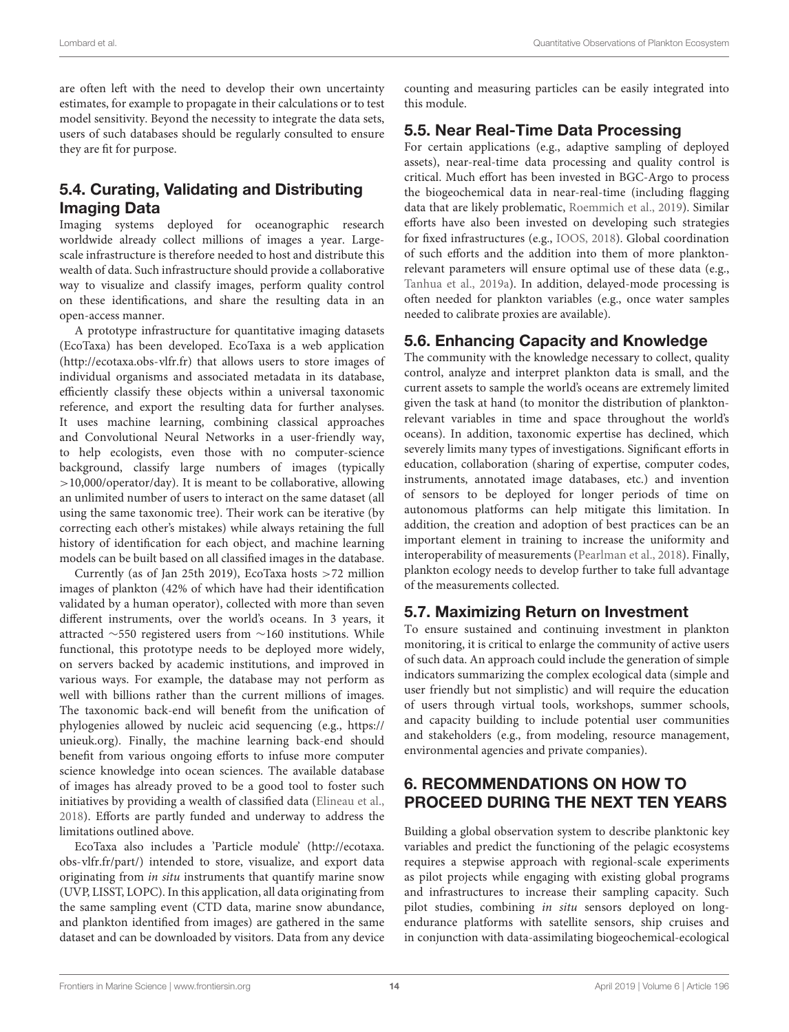are often left with the need to develop their own uncertainty estimates, for example to propagate in their calculations or to test model sensitivity. Beyond the necessity to integrate the data sets, users of such databases should be regularly consulted to ensure they are fit for purpose.

## 5.4. Curating, Validating and Distributing Imaging Data

Imaging systems deployed for oceanographic research worldwide already collect millions of images a year. Large-scale infrastructure is therefore needed to host and distribute this wealth of data. Such infrastructure should provide a collaborative way to visualize and classify images, perform quality control on these identifications, and share the resulting data in an open-access manner.

A prototype infrastructure for quantitative imaging datasets (EcoTaxa) has been developed. EcoTaxa is a web application (http://ecotaxa.obs-vlfr.fr) that allows users to store images of individual organisms and associated metadata in its database, efficiently classify these objects within a universal taxonomic reference, and export the resulting data for further analyses. It uses machine learning, combining classical approaches and Convolutional Neural Networks in a user-friendly way, to help ecologists, even those with no computer-science background, classify large numbers of images (typically >10,000/operator/day). It is meant to be collaborative, allowing an unlimited number of users to interact on the same dataset (all using the same taxonomic tree). Their work can be iterative (by correcting each other's mistakes) while always retaining the full history of identification for each object, and machine learning models can be built based on all classified images in the database.

Currently (as of Jan 25th 2019), EcoTaxa hosts >72 million images of plankton (42% of which have had their identification validated by a human operator), collected with more than seven different instruments, over the world's oceans. In 3 years, it attracted ∼550 registered users from ∼160 institutions. While functional, this prototype needs to be deployed more widely, on servers backed by academic institutions, and improved in various ways. For example, the database may not perform as well with billions rather than the current millions of images. The taxonomic back-end will benefit from the unification of phylogenies allowed by nucleic acid sequencing (e.g., https://unieuk.org). Finally, the machine learning back-end should benefit from various ongoing efforts to infuse more computer science knowledge into ocean sciences. The available database of images has already proved to be a good tool to foster such initiatives by providing a wealth of classified data (Elineau et al., 2018). Efforts are partly funded and underway to address the limitations outlined above.

EcoTaxa also includes a 'Particle module' (http://ecotaxa.obs-vlfr.fr/part/) intended to store, visualize, and export data originating from *in situ* instruments that quantify marine snow (UVP, LISST, LOPC). In this application, all data originating from the same sampling event (CTD data, marine snow abundance, and plankton identified from images) are gathered in the same dataset and can be downloaded by visitors. Data from any device counting and measuring particles can be easily integrated into this module.

## 5.5. Near Real-Time Data Processing

For certain applications (e.g., adaptive sampling of deployed assets), near-real-time data processing and quality control is critical. Much effort has been invested in BGC-Argo to process the biogeochemical data in near-real-time (including flagging data that are likely problematic, Roemmich et al., 2019). Similar efforts have also been invested on developing such strategies for fixed infrastructures (e.g., IOOS, 2018). Global coordination of such efforts and the addition into them of more plankton-relevant parameters will ensure optimal use of these data (e.g., Tanhua et al., 2019a). In addition, delayed-mode processing is often needed for plankton variables (e.g., once water samples needed to calibrate proxies are available).

## 5.6. Enhancing Capacity and Knowledge

The community with the knowledge necessary to collect, quality control, analyze and interpret plankton data is small, and the current assets to sample the world's oceans are extremely limited given the task at hand (to monitor the distribution of plankton-relevant variables in time and space throughout the world's oceans). In addition, taxonomic expertise has declined, which severely limits many types of investigations. Significant efforts in education, collaboration (sharing of expertise, computer codes, instruments, annotated image databases, etc.) and invention of sensors to be deployed for longer periods of time on autonomous platforms can help mitigate this limitation. In addition, the creation and adoption of best practices can be an important element in training to increase the uniformity and interoperability of measurements (Pearlman et al., 2018). Finally, plankton ecology needs to develop further to take full advantage of the measurements collected.

## 5.7. Maximizing Return on Investment

To ensure sustained and continuing investment in plankton monitoring, it is critical to enlarge the community of active users of such data. An approach could include the generation of simple indicators summarizing the complex ecological data (simple and user friendly but not simplistic) and will require the education of users through virtual tools, workshops, summer schools, and capacity building to include potential user communities and stakeholders (e.g., from modeling, resource management, environmental agencies and private companies).

# 6. RECOMMENDATIONS ON HOW TO PROCEED DURING THE NEXT TEN YEARS

Building a global observation system to describe planktonic key variables and predict the functioning of the pelagic ecosystems requires a stepwise approach with regional-scale experiments as pilot projects while engaging with existing global programs and infrastructures to increase their sampling capacity. Such pilot studies, combining *in situ* sensors deployed on long-endurance platforms with satellite sensors, ship cruises and in conjunction with data-assimilating biogeochemical-ecological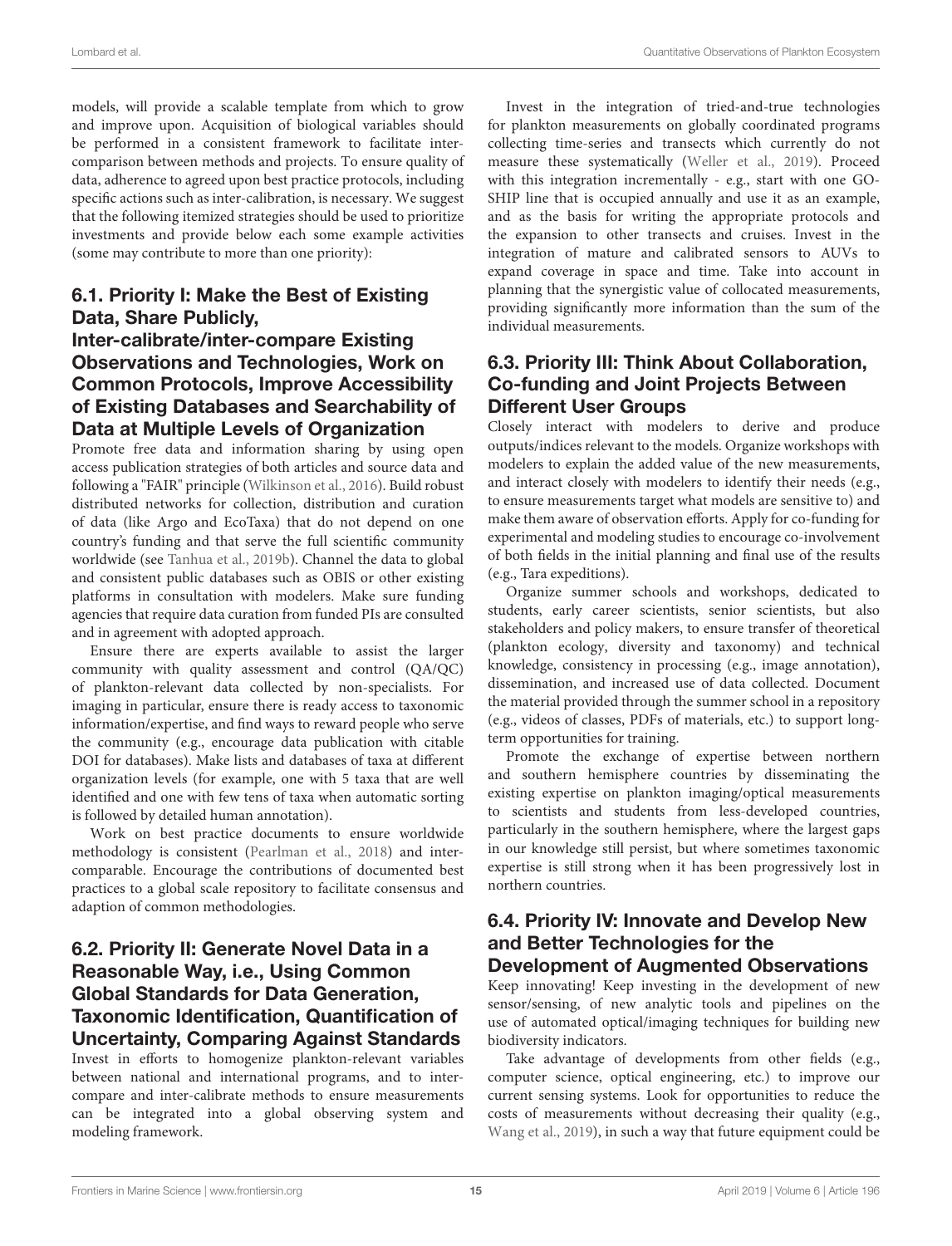models, will provide a scalable template from which to grow and improve upon. Acquisition of biological variables should be performed in a consistent framework to facilitate inter-comparison between methods and projects. To ensure quality of data, adherence to agreed upon best practice protocols, including specific actions such as inter-calibration, is necessary. We suggest that the following itemized strategies should be used to prioritize investments and provide below each some example activities (some may contribute to more than one priority):

### 6.1. Priority I: Make the Best of Existing Data, Share Publicly, Inter-calibrate/inter-compare Existing Observations and Technologies, Work on Common Protocols, Improve Accessibility of Existing Databases and Searchability of Data at Multiple Levels of Organization

Promote free data and information sharing by using open access publication strategies of both articles and source data and following a "FAIR" principle (Wilkinson et al., 2016). Build robust distributed networks for collection, distribution and curation of data (like Argo and EcoTaxa) that do not depend on one country's funding and that serve the full scientific community worldwide (see Tanhua et al., 2019b). Channel the data to global and consistent public databases such as OBIS or other existing platforms in consultation with modelers. Make sure funding agencies that require data curation from funded PIs are consulted and in agreement with adopted approach.

Ensure there are experts available to assist the larger community with quality assessment and control (QA/QC) of plankton-relevant data collected by non-specialists. For imaging in particular, ensure there is ready access to taxonomic information/expertise, and find ways to reward people who serve the community (e.g., encourage data publication with citable DOI for databases). Make lists and databases of taxa at different organization levels (for example, one with 5 taxa that are well identified and one with few tens of taxa when automatic sorting is followed by detailed human annotation).

Work on best practice documents to ensure worldwide methodology is consistent (Pearlman et al., 2018) and inter-comparable. Encourage the contributions of documented best practices to a global scale repository to facilitate consensus and adaption of common methodologies.

### 6.2. Priority II: Generate Novel Data in a Reasonable Way, i.e., Using Common Global Standards for Data Generation, Taxonomic Identification, Quantification of Uncertainty, Comparing Against Standards

Invest in efforts to homogenize plankton-relevant variables between national and international programs, and to inter-compare and inter-calibrate methods to ensure measurements can be integrated into a global observing system and modeling framework.

Invest in the integration of tried-and-true technologies for plankton measurements on globally coordinated programs collecting time-series and transects which currently do not measure these systematically (Weller et al., 2019). Proceed with this integration incrementally - e.g., start with one GO-SHIP line that is occupied annually and use it as an example, and as the basis for writing the appropriate protocols and the expansion to other transects and cruises. Invest in the integration of mature and calibrated sensors to AUVs to expand coverage in space and time. Take into account in planning that the synergistic value of collocated measurements, providing significantly more information than the sum of the individual measurements.

### 6.3. Priority III: Think About Collaboration, Co-funding and Joint Projects Between Different User Groups

Closely interact with modelers to derive and produce outputs/indices relevant to the models. Organize workshops with modelers to explain the added value of the new measurements, and interact closely with modelers to identify their needs (e.g., to ensure measurements target what models are sensitive to) and make them aware of observation efforts. Apply for co-funding for experimental and modeling studies to encourage co-involvement of both fields in the initial planning and final use of the results (e.g., Tara expeditions).

Organize summer schools and workshops, dedicated to students, early career scientists, senior scientists, but also stakeholders and policy makers, to ensure transfer of theoretical (plankton ecology, diversity and taxonomy) and technical knowledge, consistency in processing (e.g., image annotation), dissemination, and increased use of data collected. Document the material provided through the summer school in a repository (e.g., videos of classes, PDFs of materials, etc.) to support long-term opportunities for training.

Promote the exchange of expertise between northern and southern hemisphere countries by disseminating the existing expertise on plankton imaging/optical measurements to scientists and students from less-developed countries, particularly in the southern hemisphere, where the largest gaps in our knowledge still persist, but where sometimes taxonomic expertise is still strong when it has been progressively lost in northern countries.

### 6.4. Priority IV: Innovate and Develop New and Better Technologies for the Development of Augmented Observations

Keep innovating! Keep investing in the development of new sensor/sensing, of new analytic tools and pipelines on the use of automated optical/imaging techniques for building new biodiversity indicators.

Take advantage of developments from other fields (e.g., computer science, optical engineering, etc.) to improve our current sensing systems. Look for opportunities to reduce the costs of measurements without decreasing their quality (e.g., Wang et al., 2019), in such a way that future equipment could be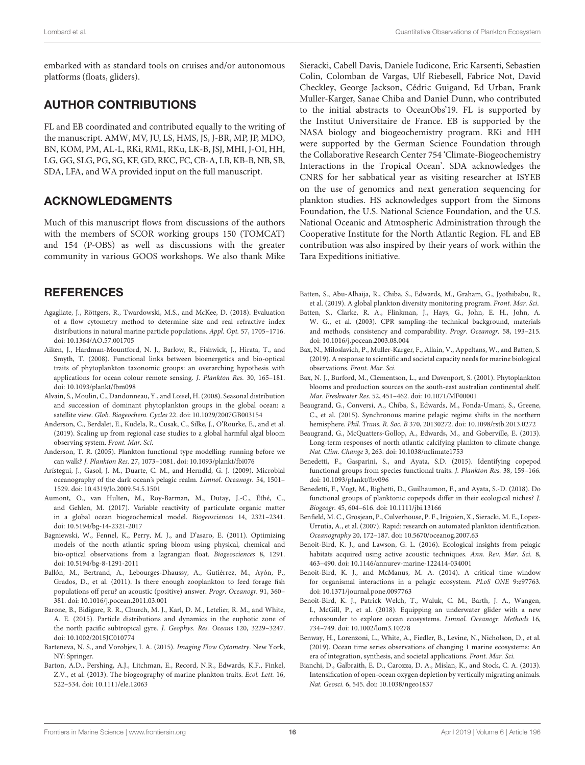embarked with as standard tools on cruises and/or autonomous platforms (floats, gliders).

## AUTHOR CONTRIBUTIONS

FL and EB coordinated and contributed equally to the writing of the manuscript. AMW, MV, JU, LS, HMS, JS, J-BR, MP, JP, MDO, BN, KOM, PM, AL-L, RKi, RML, RKu, LK-B, JSJ, MHI, J-OI, HH, LG, GG, SLG, PG, SG, KF, GD, RKC, FC, CB-A, LB, KB-B, NB, SB, SDA, LFA, and WA provided input on the full manuscript.

## ACKNOWLEDGMENTS

Much of this manuscript flows from discussions of the authors with the members of SCOR working groups 150 (TOMCAT) and 154 (P-OBS) as well as discussions with the greater community in various GOOS workshops. We also thank Mike Sieracki, Cabell Davis, Daniele Iudicone, Eric Karsenti, Sebastien Colin, Colomban de Vargas, Ulf Riebesell, Fabrice Not, David Checkley, George Jackson, Cédric Guigand, Ed Urban, Frank Muller-Karger, Sanae Chiba and Daniel Dunn, who contributed to the initial abstracts to OceanObs'19. FL is supported by the Institut Universitaire de France. EB is supported by the NASA biology and biogeochemistry program. RKi and HH were supported by the German Science Foundation through the Collaborative Research Center 754 'Climate-Biogeochemistry Interactions in the Tropical Ocean'. SDA acknowledges the CNRS for her sabbatical year as visiting researcher at ISYEB on the use of genomics and next generation sequencing for plankton studies. HS acknowledges support from the Simons Foundation, the U.S. National Science Foundation, and the U.S. National Oceanic and Atmospheric Administration through the Cooperative Institute for the North Atlantic Region. FL and EB contribution was also inspired by their years of work within the Tara Expeditions initiative.

## REFERENCES

Agagliate, J., Röttgers, R., Twardowski, M.S., and McKee, D. (2018). Evaluation of a flow cytometry method to determine size and real refractive index distributions in natural marine particle populations. *Appl. Opt.* 57, 1705–1716. doi: 10.1364/AO.57.001705

Aiken, J., Hardman-Mountford, N. J., Barlow, R., Fishwick, J., Hirata, T., and Smyth, T. (2008). Functional links between bioenergetics and bio-optical traits of phytoplankton taxonomic groups: an overarching hypothesis with applications for ocean colour remote sensing. *J. Plankton Res.* 30, 165–181. doi: 10.1093/plankt/fbm098

Alvain, S., Moulin, C., Dandonneau, Y., and Loisel, H. (2008). Seasonal distribution and succession of dominant phytoplankton groups in the global ocean: a satellite view. *Glob. Biogeochem. Cycles* 22. doi: 10.1029/2007GB003154

Anderson, C., Berdalet, E., Kudela, R., Cusak, C., Silke, J., O'Rourke, E., and et al. (2019). Scaling up from regional case studies to a global harmful algal bloom observing system. *Front. Mar. Sci.*

Anderson, T. R. (2005). Plankton functional type modelling: running before we can walk? *J. Plankton Res.* 27, 1073–1081. doi: 10.1093/plankt/fbi076

Arístegui, J., Gasol, J. M., Duarte, C. M., and Herndld, G. J. (2009). Microbial oceanography of the dark ocean's pelagic realm. *Limnol. Oceanogr.* 54, 1501–1529. doi: 10.4319/lo.2009.54.5.1501

Aumont, O., van Hulten, M., Roy-Barman, M., Dutay, J.-C., Éthé, C., and Gehlen, M. (2017). Variable reactivity of particulate organic matter in a global ocean biogeochemical model. *Biogeosciences* 14, 2321–2341. doi: 10.5194/bg-14-2321-2017

Bagniewski, W., Fennel, K., Perry, M. J., and D'asaro, E. (2011). Optimizing models of the north atlantic spring bloom using physical, chemical and bio-optical observations from a lagrangian float. *Biogeosciences* 8, 1291. doi: 10.5194/bg-8-1291-2011

Ballón, M., Bertrand, A., Lebourges-Dhaussy, A., Gutiérrez, M., Ayón, P., Grados, D., et al. (2011). Is there enough zooplankton to feed forage fish populations off peru? an acoustic (positive) answer. *Progr. Oceanogr.* 91, 360–381. doi: 10.1016/j.pocean.2011.03.001

Barone, B., Bidigare, R. R., Church, M. J., Karl, D. M., Letelier, R. M., and White, A. E. (2015). Particle distributions and dynamics in the euphotic zone of the north pacific subtropical gyre. *J. Geophys. Res. Oceans* 120, 3229–3247. doi: 10.1002/2015JC010774

Barteneva, N. S., and Vorobjev, I. A. (2015). *Imaging Flow Cytometry*. New York, NY: Springer.

Barton, A.D., Pershing, A.J., Litchman, E., Record, N.R., Edwards, K.F., Finkel, Z.V., et al. (2013). The biogeography of marine plankton traits. *Ecol. Lett.* 16, 522–534. doi: 10.1111/ele.12063

Batten, S., Abu-Alhaija, R., Chiba, S., Edwards, M., Graham, G., Jyothibabu, R., et al. (2019). A global plankton diversity monitoring program. *Front. Mar. Sci.*

Batten, S., Clarke, R. A., Flinkman, J., Hays, G., John, E. H., John, A. W. G., et al. (2003). CPR sampling-the technical background, materials and methods, consistency and comparability. *Progr. Oceanogr.* 58, 193–215. doi: 10.1016/j.pocean.2003.08.004

Bax, N., Miloslavich, P., Muller-Karger, F., Allain, V., Appeltans, W., and Batten, S. (2019). A response to scientific and societal capacity needs for marine biological observations. *Front. Mar. Sci.*

Bax, N. J., Burford, M., Clementson, L., and Davenport, S. (2001). Phytoplankton blooms and production sources on the south-east australian continental shelf. *Mar. Freshwater Res.* 52, 451–462. doi: 10.1071/MF00001

Beaugrand, G., Conversi, A., Chiba, S., Edwards, M., Fonda-Umani, S., Greene, C., et al. (2015). Synchronous marine pelagic regime shifts in the northern hemisphere. *Phil. Trans. R. Soc. B* 370, 20130272. doi: 10.1098/rstb.2013.0272

Beaugrand, G., McQuatters-Gollop, A., Edwards, M., and Goberville, E. (2013). Long-term responses of north atlantic calcifying plankton to climate change. *Nat. Clim. Change* 3, 263. doi: 10.1038/nclimate1753

Benedetti, F., Gasparini, S., and Ayata, S.D. (2015). Identifying copepod functional groups from species functional traits. *J. Plankton Res.* 38, 159–166. doi: 10.1093/plankt/fbv096

Benedetti, F., Vogt, M., Righetti, D., Guilhaumon, F., and Ayata, S.-D. (2018). Do functional groups of planktonic copepods differ in their ecological niches? *J. Biogeogr.* 45, 604–616. doi: 10.1111/jbi.13166

Benfield, M. C., Grosjean, P., Culverhouse, P. F., Irigoien, X., Sieracki, M. E., Lopez-Urrutia, A., et al. (2007). Rapid: research on automated plankton identification. *Oceanography* 20, 172–187. doi: 10.5670/oceanog.2007.63

Benoit-Bird, K. J., and Lawson, G. L. (2016). Ecological insights from pelagic habitats acquired using active acoustic techniques. *Ann. Rev. Mar. Sci.* 8, 463–490. doi: 10.1146/annurev-marine-122414-034001

Benoit-Bird, K. J., and McManus, M. A. (2014). A critical time window for organismal interactions in a pelagic ecosystem. *PLoS ONE* 9:e97763. doi: 10.1371/journal.pone.0097763

Benoit-Bird, K. J., Patrick Welch, T., Waluk, C. M., Barth, J. A., Wangen, I., McGill, P., et al. (2018). Equipping an underwater glider with a new echosounder to explore ocean ecosystems. *Limnol. Oceanogr. Methods* 16, 734–749. doi: 10.1002/lom3.10278

Benway, H., Lorenzoni, L., White, A., Fiedler, B., Levine, N., Nicholson, D., et al. (2019). Ocean time series observations of changing 1 marine ecosystems: An era of integration, synthesis, and societal applications. *Front. Mar. Sci.*

Bianchi, D., Galbraith, E. D., Carozza, D. A., Mislan, K., and Stock, C. A. (2013). Intensification of open-ocean oxygen depletion by vertically migrating animals. *Nat. Geosci.* 6, 545. doi: 10.1038/ngeo1837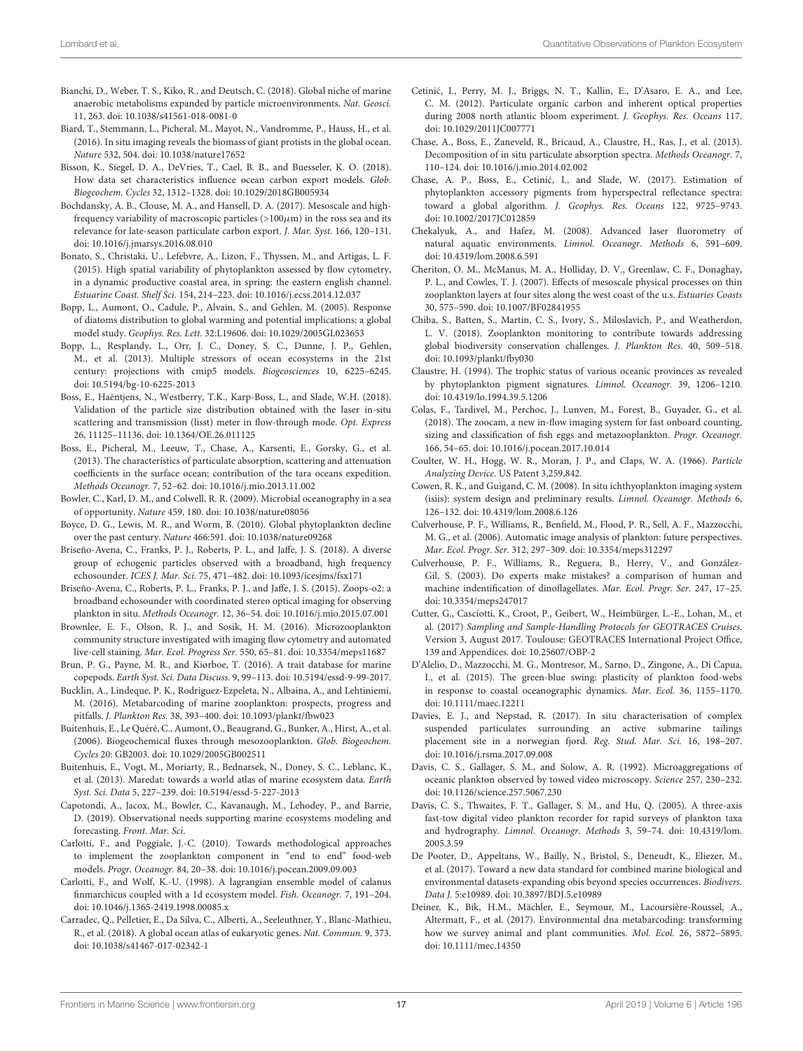Bianchi, D., Weber, T. S., Kiko, R., and Deutsch, C. (2018). Global niche of marine anaerobic metabolisms expanded by particle microenvironments. *Nat. Geosci.* 11, 263. doi: 10.1038/s41561-018-0081-0

Biard, T., Stemmann, L., Picheral, M., Mayot, N., Vandromme, P., Hauss, H., et al. (2016). In situ imaging reveals the biomass of giant protists in the global ocean. *Nature* 532, 504. doi: 10.1038/nature17652

Bisson, K., Siegel, D. A., DeVries, T., Cael, B. B., and Buesseler, K. O. (2018). How data set characteristics influence ocean carbon export models. *Glob. Biogeochem. Cycles* 32, 1312–1328. doi: 10.1029/2018GB005934

Bochdansky, A. B., Clouse, M. A., and Hansell, D. A. (2017). Mesoscale and high-frequency variability of macroscopic particles (>100$\mu$m) in the ross sea and its relevance for late-season particulate carbon export. *J. Mar. Syst.* 166, 120–131. doi: 10.1016/j.jmarsys.2016.08.010

Bonato, S., Christaki, U., Lefebvre, A., Lizon, F., Thyssen, M., and Artigas, L. F. (2015). High spatial variability of phytoplankton assessed by flow cytometry, in a dynamic productive coastal area, in spring: the eastern english channel. *Estuarine Coast. Shelf Sci.* 154, 214–223. doi: 10.1016/j.ecss.2014.12.037

Bopp, L., Aumont, O., Cadule, P., Alvain, S., and Gehlen, M. (2005). Response of diatoms distribution to global warming and potential implications: a global model study. *Geophys. Res. Lett.* 32:L19606. doi: 10.1029/2005GL023653

Bopp, L., Resplandy, L., Orr, J. C., Doney, S. C., Dunne, J. P., Gehlen, M., et al. (2013). Multiple stressors of ocean ecosystems in the 21st century: projections with cmip5 models. *Biogeosciences* 10, 6225–6245. doi: 10.5194/bg-10-6225-2013

Boss, E., Haëntjens, N., Westberry, T.K., Karp-Boss, L., and Slade, W.H. (2018). Validation of the particle size distribution obtained with the laser in-situ scattering and transmission (lisst) meter in flow-through mode. *Opt. Express* 26, 11125–11136. doi: 10.1364/OE.26.011125

Boss, E., Picheral, M., Leeuw, T., Chase, A., Karsenti, E., Gorsky, G., et al. (2013). The characteristics of particulate absorption, scattering and attenuation coefficients in the surface ocean; contribution of the Tara oceans expedition. *Methods Oceanogr.* 7, 52–62. doi: 10.1016/j.mio.2013.11.002

Bowler, C., Karl, D. M., and Colwell, R. R. (2009). Microbial oceanography in a sea of opportunity. *Nature* 459, 180. doi: 10.1038/nature08056

Boyce, D. G., Lewis, M. R., and Worm, B. (2010). Global phytoplankton decline over the past century. *Nature* 466:591. doi: 10.1038/nature09268

Briseño-Avena, C., Franks, P. J., Roberts, P. L., and Jaffe, J. S. (2018). A diverse group of echogenic particles observed with a broadband, high frequency echosounder. *ICES J. Mar. Sci.* 75, 471–482. doi: 10.1093/icesjms/fsx171

Briseño-Avena, C., Roberts, P. L., Franks, P. J., and Jaffe, J. S. (2015). Zoops-o2: a broadband echosounder with coordinated stereo optical imaging for observing plankton in situ. *Methods Oceanogr.* 12, 36–54. doi: 10.1016/j.mio.2015.07.001

Brownlee, E. F., Olson, R. J., and Sosik, H. M. (2016). Microzooplankton community structure investigated with imaging flow cytometry and automated live-cell staining. *Mar. Ecol. Progress Ser.* 550, 65–81. doi: 10.3354/meps11687

Brun, P. G., Payne, M. R., and Kiørboe, T. (2016). A trait database for marine copepods. *Earth Syst. Sci. Data Discuss.* 9, 99–113. doi: 10.5194/essd-9-99-2017.

Bucklin, A., Lindeque, P. K., Rodriguez-Ezpeleta, N., Albaina, A., and Lehtiniemi, M. (2016). Metabarcoding of marine zooplankton: prospects, progress and pitfalls. *J. Plankton Res.* 38, 393–400. doi: 10.1093/plankt/fbw023

Buitenhuis, E., Le Quéré, C., Aumont, O., Beaugrand, G., Bunker, A., Hirst, A., et al. (2006). Biogeochemical fluxes through mesozooplankton. *Glob. Biogeochem. Cycles* 20: GB2003. doi: 10.1029/2005GB002511

Buitenhuis, E., Vogt, M., Moriarty, R., Bednarsek, N., Doney, S. C., Leblanc, K., et al. (2013). Maredat: towards a world atlas of marine ecosystem data. *Earth Syst. Sci. Data* 5, 227–239. doi: 10.5194/essd-5-227-2013

Capotondi, A., Jacox, M., Bowler, C., Kavanaugh, M., Lehodey, P., and Barrie, D. (2019). Observational needs supporting marine ecosystems modeling and forecasting. *Front. Mar. Sci.*

Carlotti, F., and Poggiale, J.-C. (2010). Towards methodological approaches to implement the zooplankton component in "end to end" food-web models. *Progr. Oceanogr.* 84, 20–38. doi: 10.1016/j.pocean.2009.09.003

Carlotti, F., and Wolf, K.-U. (1998). A lagrangian ensemble model of calanus finmarchicus coupled with a 1d ecosystem model. *Fish. Oceanogr.* 7, 191–204. doi: 10.1046/j.1365-2419.1998.00085.x

Carradec, Q., Pelletier, E., Da Silva, C., Alberti, A., Seeleuthner, Y., Blanc-Mathieu, R., et al. (2018). A global ocean atlas of eukaryotic genes. *Nat. Commun.* 9, 373. doi: 10.1038/s41467-017-02342-1

Cetinić, I., Perry, M. J., Briggs, N. T., Kallin, E., D'Asaro, E. A., and Lee, C. M. (2012). Particulate organic carbon and inherent optical properties during 2008 north atlantic bloom experiment. *J. Geophys. Res. Oceans* 117. doi: 10.1029/2011JC007771

Chase, A., Boss, E., Zaneveld, R., Bricaud, A., Claustre, H., Ras, J., et al. (2013). Decomposition of in situ particulate absorption spectra. *Methods Oceanogr.* 7, 110–124. doi: 10.1016/j.mio.2014.02.002

Chase, A. P., Boss, E., Cetinić, I., and Slade, W. (2017). Estimation of phytoplankton accessory pigments from hyperspectral reflectance spectra: toward a global algorithm. *J. Geophys. Res. Oceans* 122, 9725–9743. doi: 10.1002/2017JC012859

Chekalyuk, A., and Hafez, M. (2008). Advanced laser fluorometry of natural aquatic environments. *Limnol. Oceanogr. Methods* 6, 591–609. doi: 10.4319/lom.2008.6.591

Cheriton, O. M., McManus, M. A., Holliday, D. V., Greenlaw, C. F., Donaghay, P. L., and Cowles, T. J. (2007). Effects of mesoscale physical processes on thin zooplankton layers at four sites along the west coast of the u.s. *Estuaries Coasts* 30, 575–590. doi: 10.1007/BF02841955

Chiba, S., Batten, S., Martin, C. S., Ivory, S., Miloslavich, P., and Weatherdon, L. V. (2018). Zooplankton monitoring to contribute towards addressing global biodiversity conservation challenges. *J. Plankton Res.* 40, 509–518. doi: 10.1093/plankt/fby030

Claustre, H. (1994). The trophic status of various oceanic provinces as revealed by phytoplankton pigment signatures. *Limnol. Oceanogr.* 39, 1206–1210. doi: 10.4319/lo.1994.39.5.1206

Colas, F., Tardivel, M., Perchoc, J., Lunven, M., Forest, B., Guyader, G., et al. (2018). The zoocam, a new in-flow imaging system for fast onboard counting, sizing and classification of fish eggs and metazooplankton. *Progr. Oceanogr.* 166, 54–65. doi: 10.1016/j.pocean.2017.10.014

Coulter, W. H., Hogg, W. R., Moran, J. P., and Claps, W. A. (1966). *Particle Analyzing Device.* US Patent 3,259,842.

Cowen, R. K., and Guigand, C. M. (2008). In situ ichthyoplankton imaging system (isiis): system design and preliminary results. *Limnol. Oceanogr. Methods* 6, 126–132. doi: 10.4319/lom.2008.6.126

Culverhouse, P. F., Williams, R., Benfield, M., Flood, P. R., Sell, A. F., Mazzocchi, M. G., et al. (2006). Automatic image analysis of plankton: future perspectives. *Mar. Ecol. Progr. Ser.* 312, 297–309. doi: 10.3354/meps312297

Culverhouse, P. F., Williams, R., Reguera, B., Herry, V., and González-Gil, S. (2003). Do experts make mistakes? a comparison of human and machine indentification of dinoflagellates. *Mar. Ecol. Progr. Ser.* 247, 17–25. doi: 10.3354/meps247017

Cutter, G., Casciotti, K., Croot, P., Geibert, W., Heimbürger, L.-E., Lohan, M., et al. (2017) *Sampling and Sample-Handling Protocols for GEOTRACES Cruises*. Version 3, August 2017. Toulouse: GEOTRACES International Project Office, 139 and Appendices. doi: 10.25607/OBP-2

D'Alelio, D., Mazzocchi, M. G., Montresor, M., Sarno, D., Zingone, A., Di Capua, I., et al. (2015). The green-blue swing: plasticity of plankton food-webs in response to coastal oceanographic dynamics. *Mar. Ecol.* 36, 1155–1170. doi: 10.1111/maec.12211

Davies, E. J., and Nepstad, R. (2017). In situ characterisation of complex suspended particulates surrounding an active submarine tailings placement site in a norwegian fjord. *Reg. Stud. Mar. Sci.* 16, 198–207. doi: 10.1016/j.rsma.2017.09.008

Davis, C. S., Gallager, S. M., and Solow, A. R. (1992). Microaggregations of oceanic plankton observed by towed video microscopy. *Science* 257, 230–232. doi: 10.1126/science.257.5067.230

Davis, C. S., Thwaites, F. T., Gallager, S. M., and Hu, Q. (2005). A three-axis fast-tow digital video plankton recorder for rapid surveys of plankton taxa and hydrography. *Limnol. Oceanogr. Methods* 3, 59–74. doi: 10.4319/lom.2005.3.59

De Pooter, D., Appeltans, W., Bailly, N., Bristol, S., Deneudt, K., Eliezer, M., et al. (2017). Toward a new data standard for combined marine biological and environmental datasets-expanding obis beyond species occurrences. *Biodivers. Data J.* 5:e10989. doi: 10.3897/BDJ.5.e10989

Deiner, K., Bik, H.M., Mächler, E., Seymour, M., Lacoursière-Roussel, A., Altermatt, F., et al. (2017). Environmental dna metabarcoding: transforming how we survey animal and plant communities. *Mol. Ecol.* 26, 5872–5895. doi: 10.1111/mec.14350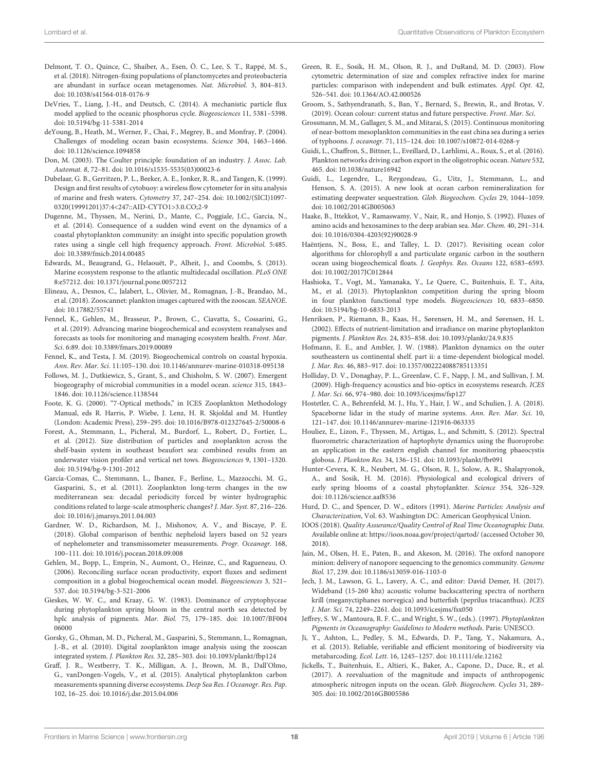Delmont, T. O., Quince, C., Shaiber, A., Esen, Ö. C., Lee, S. T., Rappé, M. S., et al. (2018). Nitrogen-fixing populations of planctomycetes and proteobacteria are abundant in surface ocean metagenomes. *Nat. Microbiol.* 3, 804–813. doi: 10.1038/s41564-018-0176-9

DeVries, T., Liang, J.-H., and Deutsch, C. (2014). A mechanistic particle flux model applied to the oceanic phosphorus cycle. *Biogeosciences* 11, 5381–5398. doi: 10.5194/bg-11-5381-2014

deYoung, B., Heath, M., Werner, F., Chai, F., Megrey, B., and Monfray, P. (2004). Challenges of modeling ocean basin ecosystems. *Science* 304, 1463–1466. doi: 10.1126/science.1094858

Don, M. (2003). The Coulter principle: foundation of an industry. *J. Assoc. Lab. Automat.* 8, 72–81. doi: 10.1016/s1535-5535(03)00023-6

Dubelaar, G. B., Gerritzen, P. L., Beeker, A. E., Jonker, R. R., and Tangen, K. (1999). Design and first results of cytobuoy: a wireless flow cytometer for in situ analysis of marine and fresh waters. *Cytometry* 37, 247–254. doi: 10.1002/(SICI)1097-0320(19991201)37:4<247::AID-CYTO1>3.0.CO;2-9

Dugenne, M., Thyssen, M., Nerini, D., Mante, C., Poggiale, J.C., Garcia, N., et al. (2014). Consequence of a sudden wind event on the dynamics of a coastal phytoplankton community: an insight into specific population growth rates using a single cell high frequency approach. *Front. Microbiol.* 5:485. doi: 10.3389/fmicb.2014.00485

Edwards, M., Beaugrand, G., Helaouët, P., Alheit, J., and Coombs, S. (2013). Marine ecosystem response to the atlantic multidecadal oscillation. *PLoS ONE* 8:e57212. doi: 10.1371/journal.pone.0057212

Elineau, A., Desnos, C., Jalabert, L., Olivier, M., Romagnan, J.-B., Brandao, M., et al. (2018). Zooscannet: plankton images captured with the zooscan. *SEANOE*. doi: 10.17882/55741

Fennel, K., Gehlen, M., Brasseur, P., Brown, C., Ciavatta, S., Cossarini, G., et al. (2019). Advancing marine biogeochemical and ecosystem reanalyses and forecasts as tools for monitoring and managing ecosystem health. *Front. Mar. Sci.* 6:89. doi: 10.3389/fmars.2019.00089

Fennel, K., and Testa, J. M. (2019). Biogeochemical controls on coastal hypoxia. *Ann. Rev. Mar. Sci.* 11:105–130. doi: 10.1146/annurev-marine-010318-095138

Follows, M. J., Dutkiewicz, S., Grant, S., and Chisholm, S. W. (2007). Emergent biogeography of microbial communities in a model ocean. *science* 315, 1843–1846. doi: 10.1126/science.1138544

Foote, K. G. (2000). "7-Optical methods," in ICES Zooplankton Methodology Manual, eds R. Harris, P. Wiebe, J. Lenz, H. R. Skjoldal and M. Huntley (London: Academic Press), 259–295. doi: 10.1016/B978-012327645-2/50008-6

Forest, A., Stemmann, L., Picheral, M., Burdorf, L., Robert, D., Fortier, L., et al. (2012). Size distribution of particles and zooplankton across the shelf-basin system in southeast beaufort sea: combined results from an underwater vision profiler and vertical net tows. *Biogeosciences* 9, 1301–1320. doi: 10.5194/bg-9-1301-2012

García-Comas, C., Stemmann, L., Ibanez, F., Berline, L., Mazzocchi, M. G., Gasparini, S., et al. (2011). Zooplankton long-term changes in the nw mediterranean sea: decadal periodicity forced by winter hydrographic conditions related to large-scale atmospheric changes? *J. Mar. Syst.* 87, 216–226. doi: 10.1016/j.jmarsys.2011.04.003

Gardner, W. D., Richardson, M. J., Mishonov, A. V., and Biscaye, P. E. (2018). Global comparison of benthic nepheloid layers based on 52 years of nephelometer and transmissometer measurements. *Progr. Oceanogr.* 168, 100–111. doi: 10.1016/j.pocean.2018.09.008

Gehlen, M., Bopp, L., Emprin, N., Aumont, O., Heinze, C., and Ragueneau, O. (2006). Reconciling surface ocean productivity, export fluxes and sediment composition in a global biogeochemical ocean model. *Biogeosciences* 3, 521–537. doi: 10.5194/bg-3-521-2006

Gieskes, W. W. C., and Kraay, G. W. (1983). Dominance of cryptophyceae during phytoplankton spring bloom in the central north sea detected by hplc analysis of pigments. *Mar. Biol.* 75, 179–185. doi: 10.1007/BF00406000

Gorsky, G., Ohman, M. D., Picheral, M., Gasparini, S., Stemmann, L., Romagnan, J.-B., et al. (2010). Digital zooplankton image analysis using the zooscan integrated system. *J. Plankton Res.* 32, 285–303. doi: 10.1093/plankt/fbp124

Graff, J. R., Westberry, T. K., Milligan, A. J., Brown, M. B., Dall'Olmo, G., vanDongen-Vogels, V., et al. (2015). Analytical phytoplankton carbon measurements spanning diverse ecosystems. *Deep Sea Res. I Oceanogr. Res. Pap.* 102, 16–25. doi: 10.1016/j.dsr.2015.04.006

Green, R. E., Sosik, H. M., Olson, R. J., and DuRand, M. D. (2003). Flow cytometric determination of size and complex refractive index for marine particles: comparison with independent and bulk estimates. *Appl. Opt.* 42, 526–541. doi: 10.1364/AO.42.000526

Groom, S., Sathyendranath, S., Ban, Y., Bernard, S., Brewin, R., and Brotas, V. (2019). Ocean colour: current status and future perspective. *Front. Mar. Sci.*

Grossmann, M. M., Gallager, S. M., and Mitarai, S. (2015). Continuous monitoring of near-bottom mesoplankton communities in the east china sea during a series of typhoons. *J. oceanogr.* 71, 115–124. doi: 10.1007/s10872-014-0268-y

Guidi, L., Chaffron, S., Bittner, L., Eveillard, D., Larhlimi, A., Roux, S., et al. (2016). Plankton networks driving carbon export in the oligotrophic ocean. *Nature* 532, 465. doi: 10.1038/nature16942

Guidi, L., Legendre, L., Reygondeau, G., Uitz, J., Stemmann, L., and Henson, S. A. (2015). A new look at ocean carbon remineralization for estimating deepwater sequestration. *Glob. Biogeochem. Cycles* 29, 1044–1059. doi: 10.1002/2014GB005063

Haake, B., Ittekkot, V., Ramaswamy, V., Nair, R., and Honjo, S. (1992). Fluxes of amino acids and hexosamines to the deep arabian sea. *Mar. Chem.* 40, 291–314. doi: 10.1016/0304-4203(92)90028-9

Haëntjens, N., Boss, E., and Talley, L. D. (2017). Revisiting ocean color algorithms for chlorophyll a and particulate organic carbon in the southern ocean using biogeochemical floats. *J. Geophys. Res. Oceans* 122, 6583–6593. doi: 10.1002/2017JC012844

Hashioka, T., Vogt, M., Yamanaka, Y., Le Quere, C., Buitenhuis, E. T., Aita, M., et al. (2013). Phytoplankton competition during the spring bloom in four plankton functional type models. *Biogeosciences* 10, 6833–6850. doi: 10.5194/bg-10-6833-2013

Henriksen, P., Riemann, B., Kaas, H., Sørensen, H. M., and Sørensen, H. L. (2002). Effects of nutrient-limitation and irradiance on marine phytoplankton pigments. *J. Plankton Res.* 24, 835–858. doi: 10.1093/plankt/24.9.835

Hofmann, E. E., and Ambler, J. W. (1988). Plankton dynamics on the outer southeastern us continental shelf. part ii: a time-dependent biological model. *J. Mar. Res.* 46, 883–917. doi: 10.1357/002224088785113351

Holliday, D. V., Donaghay, P. L., Greenlaw, C. F., Napp, J. M., and Sullivan, J. M. (2009). High-frequency acoustics and bio-optics in ecosystems research. *ICES J. Mar. Sci.* 66, 974–980. doi: 10.1093/icesjms/fsp127

Hostetler, C. A., Behrenfeld, M. J., Hu, Y., Hair, J. W., and Schulien, J. A. (2018). Spaceborne lidar in the study of marine systems. *Ann. Rev. Mar. Sci.* 10, 121–147. doi: 10.1146/annurev-marine-121916-063335

Houliez, E., Lizon, F., Thyssen, M., Artigas, L., and Schmitt, S. (2012). Spectral fluorometric characterization of haptophyte dynamics using the fluoroprobe: an application in the eastern english channel for monitoring phaeocystis globosa. *J. Plankton Res.* 34, 136–151. doi: 10.1093/plankt/fbr091

Hunter-Cevera, K. R., Neubert, M. G., Olson, R. J., Solow, A. R., Shalapyonok, A., and Sosik, H. M. (2016). Physiological and ecological drivers of early spring blooms of a coastal phytoplankter. *Science* 354, 326–329. doi: 10.1126/science.aaf8536

Hurd, D. C., and Spencer, D. W., editors (1991). *Marine Particles: Analysis and Characterization*, Vol. 63. Washington DC: American Geophysical Union.

IOOS (2018). *Quality Assurance/Quality Control of Real Time Oceanographic Data*. Available online at: https://ioos.noaa.gov/project/qartod/ (accessed October 30, 2018).

Jain, M., Olsen, H. E., Paten, B., and Akeson, M. (2016). The oxford nanopore minion: delivery of nanopore sequencing to the genomics community. *Genome Biol.* 17, 239. doi: 10.1186/s13059-016-1103-0

Jech, J. M., Lawson, G. L., Lavery, A. C., and editor: David Demer, H. (2017). Wideband (15-260 khz) acoustic volume backscattering spectra of northern krill (meganyctiphanes norvegica) and butterfish (peprilus triacanthus). *ICES J. Mar. Sci.* 74, 2249–2261. doi: 10.1093/icesjms/fsx050

Jeffrey, S. W., Mantoura, R. F. C., and Wright, S. W., (eds.). (1997). *Phytoplankton Pigments in Oceanography: Guidelines to Modern methods*. Paris: UNESCO.

Ji, Y., Ashton, L., Pedley, S. M., Edwards, D. P., Tang, Y., Nakamura, A., et al. (2013). Reliable, verifiable and efficient monitoring of biodiversity via metabarcoding. *Ecol. Lett.* 16, 1245–1257. doi: 10.1111/ele.12162

Jickells, T., Buitenhuis, E., Altieri, K., Baker, A., Capone, D., Duce, R., et al. (2017). A reevaluation of the magnitude and impacts of anthropogenic atmospheric nitrogen inputs on the ocean. *Glob. Biogeochem. Cycles* 31, 289–305. doi: 10.1002/2016GB005586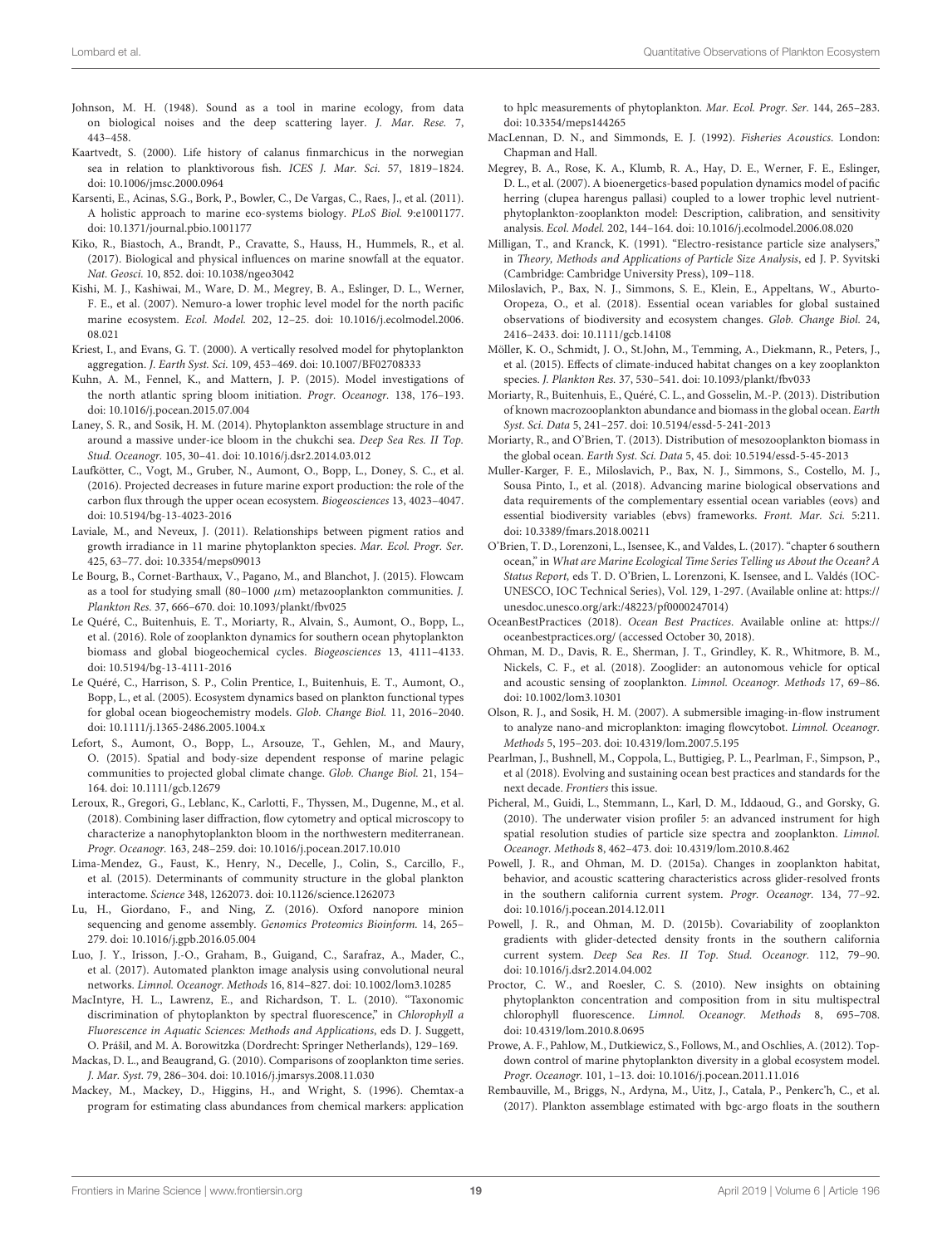Johnson, M. H. (1948). Sound as a tool in marine ecology, from data on biological noises and the deep scattering layer. *J. Mar. Rese.* 7, 443–458.

Kaartvedt, S. (2000). Life history of calanus finmarchicus in the norwegian sea in relation to planktivorous fish. *ICES J. Mar. Sci.* 57, 1819–1824. doi: 10.1006/jmsc.2000.0964

Karsenti, E., Acinas, S.G., Bork, P., Bowler, C., De Vargas, C., Raes, J., et al. (2011). A holistic approach to marine eco-systems biology. *PLoS Biol.* 9:e1001177. doi: 10.1371/journal.pbio.1001177

Kiko, R., Biastoch, A., Brandt, P., Cravatte, S., Hauss, H., Hummels, R., et al. (2017). Biological and physical influences on marine snowfall at the equator. *Nat. Geosci.* 10, 852. doi: 10.1038/ngeo3042

Kishi, M. J., Kashiwai, M., Ware, D. M., Megrey, B. A., Eslinger, D. L., Werner, F. E., et al. (2007). Nemuro-a lower trophic level model for the north pacific marine ecosystem. *Ecol. Model.* 202, 12–25. doi: 10.1016/j.ecolmodel.2006.08.021

Kriest, I., and Evans, G. T. (2000). A vertically resolved model for phytoplankton aggregation. *J. Earth Syst. Sci.* 109, 453–469. doi: 10.1007/BF02708333

Kuhn, A. M., Fennel, K., and Mattern, J. P. (2015). Model investigations of the north atlantic spring bloom initiation. *Progr. Oceanogr.* 138, 176–193. doi: 10.1016/j.pocean.2015.07.004

Laney, S. R., and Sosik, H. M. (2014). Phytoplankton assemblage structure in and around a massive under-ice bloom in the chukchi sea. *Deep Sea Res. II Top. Stud. Oceanogr.* 105, 30–41. doi: 10.1016/j.dsr2.2014.03.012

Laufkötter, C., Vogt, M., Gruber, N., Aumont, O., Bopp, L., Doney, S. C., et al. (2016). Projected decreases in future marine export production: the role of the carbon flux through the upper ocean ecosystem. *Biogeosciences* 13, 4023–4047. doi: 10.5194/bg-13-4023-2016

Laviale, M., and Neveux, J. (2011). Relationships between pigment ratios and growth irradiance in 11 marine phytoplankton species. *Mar. Ecol. Progr. Ser.* 425, 63–77. doi: 10.3354/meps09013

Le Bourg, B., Cornet-Barthaux, V., Pagano, M., and Blanchot, J. (2015). Flowcam as a tool for studying small (80–1000 $\mu$m) metazooplankton communities. *J. Plankton Res.* 37, 666–670. doi: 10.1093/plankt/fbv025

Le Quéré, C., Buitenhuis, E. T., Moriarty, R., Alvain, S., Aumont, O., Bopp, L., et al. (2016). Role of zooplankton dynamics for southern ocean phytoplankton biomass and global biogeochemical cycles. *Biogeosciences* 13, 4111–4133. doi: 10.5194/bg-13-4111-2016

Le Quéré, C., Harrison, S. P., Colin Prentice, I., Buitenhuis, E. T., Aumont, O., Bopp, L., et al. (2005). Ecosystem dynamics based on plankton functional types for global ocean biogeochemistry models. *Glob. Change Biol.* 11, 2016–2040. doi: 10.1111/j.1365-2486.2005.1004.x

Lefort, S., Aumont, O., Bopp, L., Arsouze, T., Gehlen, M., and Maury, O. (2015). Spatial and body-size dependent response of marine pelagic communities to projected global climate change. *Glob. Change Biol.* 21, 154–164. doi: 10.1111/gcb.12679

Leroux, R., Gregori, G., Leblanc, K., Carlotti, F., Thyssen, M., Dugenne, M., et al. (2018). Combining laser diffraction, flow cytometry and optical microscopy to characterize a nanophytoplankton bloom in the northwestern mediterranean. *Progr. Oceanogr.* 163, 248–259. doi: 10.1016/j.pocean.2017.10.010

Lima-Mendez, G., Faust, K., Henry, N., Decelle, J., Colin, S., Carcillo, F., et al. (2015). Determinants of community structure in the global plankton interactome. *Science* 348, 1262073. doi: 10.1126/science.1262073

Lu, H., Giordano, F., and Ning, Z. (2016). Oxford nanopore minion sequencing and genome assembly. *Genomics Proteomics Bioinform.* 14, 265–279. doi: 10.1016/j.gpb.2016.05.004

Luo, J. Y., Irisson, J.-O., Graham, B., Guigand, C., Sarafraz, A., Mader, C., et al. (2017). Automated plankton image analysis using convolutional neural networks. *Limnol. Oceanogr. Methods* 16, 814–827. doi: 10.1002/lom3.10285

MacIntyre, H. L., Lawrenz, E., and Richardson, T. L. (2010). "Taxonomic discrimination of phytoplankton by spectral fluorescence," in *Chlorophyll a Fluorescence in Aquatic Sciences: Methods and Applications*, eds D. J. Suggett, O. Prášil, and M. A. Borowitzka (Dordrecht: Springer Netherlands), 129–169.

Mackas, D. L., and Beaugrand, G. (2010). Comparisons of zooplankton time series. *J. Mar. Syst.* 79, 286–304. doi: 10.1016/j.jmarsys.2008.11.030

Mackey, M., Mackey, D., Higgins, H., and Wright, S. (1996). Chemtax-a program for estimating class abundances from chemical markers: application to hplc measurements of phytoplankton. *Mar. Ecol. Progr. Ser.* 144, 265–283. doi: 10.3354/meps144265

MacLennan, D. N., and Simmonds, E. J. (1992). *Fisheries Acoustics*. London: Chapman and Hall.

Megrey, B. A., Rose, K. A., Klumb, R. A., Hay, D. E., Werner, F. E., Eslinger, D. L., et al. (2007). A bioenergetics-based population dynamics model of pacific herring (clupea harengus pallasi) coupled to a lower trophic level nutrient-phytoplankton-zooplankton model: Description, calibration, and sensitivity analysis. *Ecol. Model.* 202, 144–164. doi: 10.1016/j.ecolmodel.2006.08.020

Milligan, T., and Kranck, K. (1991). "Electro-resistance particle size analysers," in *Theory, Methods and Applications of Particle Size Analysis*, ed J. P. Syvitski (Cambridge: Cambridge University Press), 109–118.

Miloslavich, P., Bax, N. J., Simmons, S. E., Klein, E., Appeltans, W., Aburto-Oropeza, O., et al. (2018). Essential ocean variables for global sustained observations of biodiversity and ecosystem changes. *Glob. Change Biol.* 24, 2416–2433. doi: 10.1111/gcb.14108

Möller, K. O., Schmidt, J. O., St.John, M., Temming, A., Diekmann, R., Peters, J., et al. (2015). Effects of climate-induced habitat changes on a key zooplankton species. *J. Plankton Res.* 37, 530–541. doi: 10.1093/plankt/fbv033

Moriarty, R., Buitenhuis, E., Quéré, C. L., and Gosselin, M.-P. (2013). Distribution of known macrozooplankton abundance and biomass in the global ocean. *Earth Syst. Sci. Data* 5, 241–257. doi: 10.5194/essd-5-241-2013

Moriarty, R., and O'Brien, T. (2013). Distribution of mesozooplankton biomass in the global ocean. *Earth Syst. Sci. Data* 5, 45. doi: 10.5194/essd-5-45-2013

Muller-Karger, F. E., Miloslavich, P., Bax, N. J., Simmons, S., Costello, M. J., Sousa Pinto, I., et al. (2018). Advancing marine biological observations and data requirements of the complementary essential ocean variables (eovs) and essential biodiversity variables (ebvs) frameworks. *Front. Mar. Sci.* 5:211. doi: 10.3389/fmars.2018.00211

O'Brien, T. D., Lorenzoni, L., Isensee, K., and Valdes, L. (2017). "chapter 6 southern ocean," in *What are Marine Ecological Time Series Telling us About the Ocean? A Status Report*, eds T. D. O'Brien, L. Lorenzoni, K. Isensee, and L. Valdés (IOC-UNESCO, IOC Technical Series), Vol. 129, 1-297. (Available online at: https://unesdoc.unesco.org/ark:/48223/pf0000247014)

OceanBestPractices (2018). *Ocean Best Practices*. Available online at: https://oceanbestpractices.org/ (accessed October 30, 2018).

Ohman, M. D., Davis, R. E., Sherman, J. T., Grindley, K. R., Whitmore, B. M., Nickels, C. F., et al. (2018). Zooglider: an autonomous vehicle for optical and acoustic sensing of zooplankton. *Limnol. Oceanogr. Methods* 17, 69–86. doi: 10.1002/lom3.10301

Olson, R. J., and Sosik, H. M. (2007). A submersible imaging-in-flow instrument to analyze nano-and microplankton: imaging flowcytobot. *Limnol. Oceanogr. Methods* 5, 195–203. doi: 10.4319/lom.2007.5.195

Pearlman, J., Bushnell, M., Coppola, L., Buttigieg, P. L., Pearlman, F., Simpson, P., et al (2018). Evolving and sustaining ocean best practices and standards for the next decade. *Frontiers* this issue.

Picheral, M., Guidi, L., Stemmann, L., Karl, D. M., Iddaoud, G., and Gorsky, G. (2010). The underwater vision profiler 5: an advanced instrument for high spatial resolution studies of particle size spectra and zooplankton. *Limnol. Oceanogr. Methods* 8, 462–473. doi: 10.4319/lom.2010.8.462

Powell, J. R., and Ohman, M. D. (2015a). Changes in zooplankton habitat, behavior, and acoustic scattering characteristics across glider-resolved fronts in the southern california current system. *Progr. Oceanogr.* 134, 77–92. doi: 10.1016/j.pocean.2014.12.011

Powell, J. R., and Ohman, M. D. (2015b). Covariability of zooplankton gradients with glider-detected density fronts in the southern california current system. *Deep Sea Res. II Top. Stud. Oceanogr.* 112, 79–90. doi: 10.1016/j.dsr2.2014.04.002

Proctor, C. W., and Roesler, C. S. (2010). New insights on obtaining phytoplankton concentration and composition from in situ multispectral chlorophyll fluorescence. *Limnol. Oceanogr. Methods* 8, 695–708. doi: 10.4319/lom.2010.8.0695

Prowe, A. F., Pahlow, M., Dutkiewicz, S., Follows, M., and Oschlies, A. (2012). Top-down control of marine phytoplankton diversity in a global ecosystem model. *Progr. Oceanogr.* 101, 1–13. doi: 10.1016/j.pocean.2011.11.016

Rembauville, M., Briggs, N., Ardyna, M., Uitz, J., Catala, P., Penkerc'h, C., et al. (2017). Plankton assemblage estimated with bgc-argo floats in the southern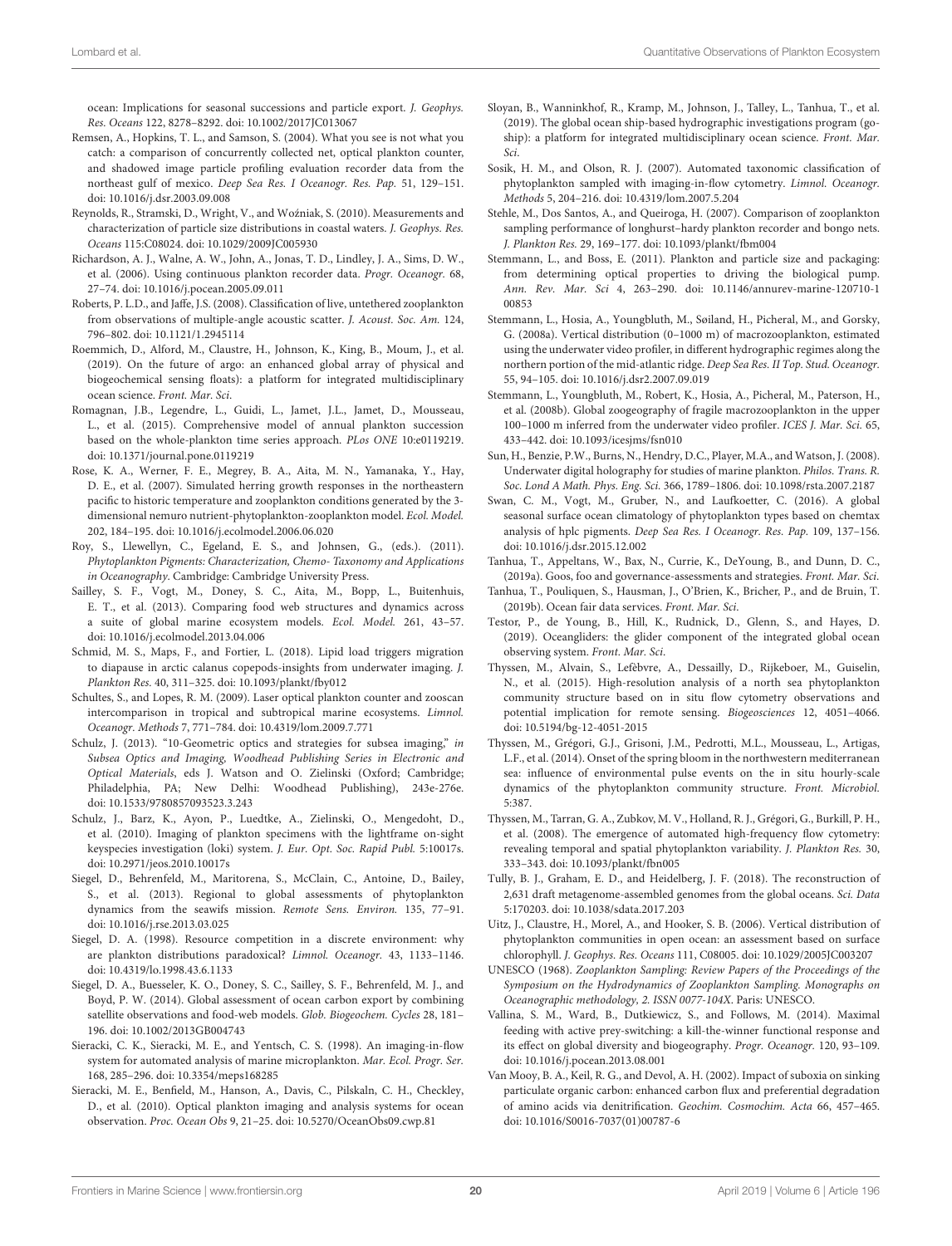ocean: Implications for seasonal successions and particle export. *J. Geophys. Res. Oceans* 122, 8278–8292. doi: 10.1002/2017JC013067

Remsen, A., Hopkins, T. L., and Samson, S. (2004). What you see is not what you catch: a comparison of concurrently collected net, optical plankton counter, and shadowed image particle profiling evaluation recorder data from the northeast gulf of mexico. *Deep Sea Res. I Oceanogr. Res. Pap.* 51, 129–151. doi: 10.1016/j.dsr.2003.09.008

Reynolds, R., Stramski, D., Wright, V., and Woźniak, S. (2010). Measurements and characterization of particle size distributions in coastal waters. *J. Geophys. Res. Oceans* 115:C08024. doi: 10.1029/2009JC005930

Richardson, A. J., Walne, A. W., John, A., Jonas, T. D., Lindley, J. A., Sims, D. W., et al. (2006). Using continuous plankton recorder data. *Progr. Oceanogr.* 68, 27–74. doi: 10.1016/j.pocean.2005.09.011

Roberts, P. L.D., and Jaffe, J.S. (2008). Classification of live, untethered zooplankton from observations of multiple-angle acoustic scatter. *J. Acoust. Soc. Am.* 124, 796–802. doi: 10.1121/1.2945114

Roemmich, D., Alford, M., Claustre, H., Johnson, K., King, B., Moum, J., et al. (2019). On the future of argo: an enhanced global array of physical and biogeochemical sensing floats): a platform for integrated multidisciplinary ocean science. *Front. Mar. Sci*.

Romagnan, J.B., Legendre, L., Guidi, L., Jamet, J.L., Jamet, D., Mousseau, L., et al. (2015). Comprehensive model of annual plankton succession based on the whole-plankton time series approach. *PLos ONE* 10:e0119219. doi: 10.1371/journal.pone.0119219

Rose, K. A., Werner, F. E., Megrey, B. A., Aita, M. N., Yamanaka, Y., Hay, D. E., et al. (2007). Simulated herring growth responses in the northeastern pacific to historic temperature and zooplankton conditions generated by the 3-dimensional nemuro nutrient-phytoplankton-zooplankton model. *Ecol. Model.* 202, 184–195. doi: 10.1016/j.ecolmodel.2006.06.020

Roy, S., Llewellyn, C., Egeland, E. S., and Johnsen, G., (eds.). (2011). *Phytoplankton Pigments: Characterization, Chemo- Taxonomy and Applications in Oceanography*. Cambridge: Cambridge University Press.

Sailley, S. F., Vogt, M., Doney, S. C., Aita, M., Bopp, L., Buitenhuis, E. T., et al. (2013). Comparing food web structures and dynamics across a suite of global marine ecosystem models. *Ecol. Model.* 261, 43–57. doi: 10.1016/j.ecolmodel.2013.04.006

Schmid, M. S., Maps, F., and Fortier, L. (2018). Lipid load triggers migration to diapause in arctic calanus copepods-insights from underwater imaging. *J. Plankton Res.* 40, 311–325. doi: 10.1093/plankt/fby012

Schultes, S., and Lopes, R. M. (2009). Laser optical plankton counter and zooscan intercomparison in tropical and subtropical marine ecosystems. *Limnol. Oceanogr. Methods* 7, 771–784. doi: 10.4319/lom.2009.7.771

Schulz, J. (2013). "10-Geometric optics and strategies for subsea imaging," in *Subsea Optics and Imaging, Woodhead Publishing Series in Electronic and Optical Materials*, eds J. Watson and O. Zielinski (Oxford; Cambridge; Philadelphia, PA; New Delhi: Woodhead Publishing), 243e-276e. doi: 10.1533/9780857093523.3.243

Schulz, J., Barz, K., Ayon, P., Luedtke, A., Zielinski, O., Mengedoht, D., et al. (2010). Imaging of plankton specimens with the lightframe on-sight keyspecies investigation (loki) system. *J. Eur. Opt. Soc. Rapid Publ.* 5:10017s. doi: 10.2971/jeos.2010.10017s

Siegel, D., Behrenfeld, M., Maritorena, S., McClain, C., Antoine, D., Bailey, S., et al. (2013). Regional to global assessments of phytoplankton dynamics from the seawifs mission. *Remote Sens. Environ.* 135, 77–91. doi: 10.1016/j.rse.2013.03.025

Siegel, D. A. (1998). Resource competition in a discrete environment: why are plankton distributions paradoxical? *Limnol. Oceanogr.* 43, 1133–1146. doi: 10.4319/lo.1998.43.6.1133

Siegel, D. A., Buesseler, K. O., Doney, S. C., Sailley, S. F., Behrenfeld, M. J., and Boyd, P. W. (2014). Global assessment of ocean carbon export by combining satellite observations and food-web models. *Glob. Biogeochem. Cycles* 28, 181–196. doi: 10.1002/2013GB004743

Sieracki, C. K., Sieracki, M. E., and Yentsch, C. S. (1998). An imaging-in-flow system for automated analysis of marine microplankton. *Mar. Ecol. Progr. Ser.* 168, 285–296. doi: 10.3354/meps168285

Sieracki, M. E., Benfield, M., Hanson, A., Davis, C., Pilskaln, C. H., Checkley, D., et al. (2010). Optical plankton imaging and analysis systems for ocean observation. *Proc. Ocean Obs* 9, 21–25. doi: 10.5270/OceanObs09.cwp.81

Sloyan, B., Wanninkhof, R., Kramp, M., Johnson, J., Talley, L., Tanhua, T., et al. (2019). The global ocean ship-based hydrographic investigations program (go-ship): a platform for integrated multidisciplinary ocean science. *Front. Mar. Sci*.

Sosik, H. M., and Olson, R. J. (2007). Automated taxonomic classification of phytoplankton sampled with imaging-in-flow cytometry. *Limnol. Oceanogr. Methods* 5, 204–216. doi: 10.4319/lom.2007.5.204

Stehle, M., Dos Santos, A., and Queiroga, H. (2007). Comparison of zooplankton sampling performance of longhurst–hardy plankton recorder and bongo nets. *J. Plankton Res.* 29, 169–177. doi: 10.1093/plankt/fbm004

Stemmann, L., and Boss, E. (2011). Plankton and particle size and packaging: from determining optical properties to driving the biological pump. *Ann. Rev. Mar. Sci* 4, 263–290. doi: 10.1146/annurev-marine-120710-100853

Stemmann, L., Hosia, A., Youngbluth, M., Søiland, H., Picheral, M., and Gorsky, G. (2008a). Vertical distribution (0–1000 m) of macrozooplankton, estimated using the underwater video profiler, in different hydrographic regimes along the northern portion of the mid-atlantic ridge. *Deep Sea Res. II Top. Stud. Oceanogr.* 55, 94–105. doi: 10.1016/j.dsr2.2007.09.019

Stemmann, L., Youngbluth, M., Robert, K., Hosia, A., Picheral, M., Paterson, H., et al. (2008b). Global zoogeography of fragile macrozooplankton in the upper 100–1000 m inferred from the underwater video profiler. *ICES J. Mar. Sci.* 65, 433–442. doi: 10.1093/icesjms/fsn010

Sun, H., Benzie, P.W., Burns, N., Hendry, D.C., Player, M.A., and Watson, J. (2008). Underwater digital holography for studies of marine plankton. *Philos. Trans. R. Soc. Lond A Math. Phys. Eng. Sci.* 366, 1789–1806. doi: 10.1098/rsta.2007.2187

Swan, C. M., Vogt, M., Gruber, N., and Laufkoetter, C. (2016). A global seasonal surface ocean climatology of phytoplankton types based on chemtax analysis of hplc pigments. *Deep Sea Res. I Oceanogr. Res. Pap.* 109, 137–156. doi: 10.1016/j.dsr.2015.12.002

Tanhua, T., Appeltans, W., Bax, N., Currie, K., DeYoung, B., and Dunn, D. C., (2019a). Goos, foo and governance-assessments and strategies. *Front. Mar. Sci*.

Tanhua, T., Pouliquen, S., Hausman, J., O'Brien, K., Bricher, P., and de Bruin, T. (2019b). Ocean fair data services. *Front. Mar. Sci*.

Testor, P., de Young, B., Hill, K., Rudnick, D., Glenn, S., and Hayes, D. (2019). Oceangliders: the glider component of the integrated global ocean observing system. *Front. Mar. Sci*.

Thyssen, M., Alvain, S., Lefèbvre, A., Dessailly, D., Rijkeboer, M., Guiselin, N., et al. (2015). High-resolution analysis of a north sea phytoplankton community structure based on in situ flow cytometry observations and potential implication for remote sensing. *Biogeosciences* 12, 4051–4066. doi: 10.5194/bg-12-4051-2015

Thyssen, M., Grégori, G.J., Grisoni, J.M., Pedrotti, M.L., Mousseau, L., Artigas, L.F., et al. (2014). Onset of the spring bloom in the northwestern mediterranean sea: influence of environmental pulse events on the in situ hourly-scale dynamics of the phytoplankton community structure. *Front. Microbiol.* 5:387.

Thyssen, M., Tarran, G. A., Zubkov, M. V., Holland, R. J., Grégori, G., Burkill, P. H., et al. (2008). The emergence of automated high-frequency flow cytometry: revealing temporal and spatial phytoplankton variability. *J. Plankton Res.* 30, 333–343. doi: 10.1093/plankt/fbn005

Tully, B. J., Graham, E. D., and Heidelberg, J. F. (2018). The reconstruction of 2,631 draft metagenome-assembled genomes from the global oceans. *Sci. Data* 5:170203. doi: 10.1038/sdata.2017.203

Uitz, J., Claustre, H., Morel, A., and Hooker, S. B. (2006). Vertical distribution of phytoplankton communities in open ocean: an assessment based on surface chlorophyll. *J. Geophys. Res. Oceans* 111, C08005. doi: 10.1029/2005JC003207

UNESCO (1968). *Zooplankton Sampling: Review Papers of the Proceedings of the Symposium on the Hydrodynamics of Zooplankton Sampling. Monographs on Oceanographic methodology, 2. ISSN 0077-104X*. Paris: UNESCO.

Vallina, S. M., Ward, B., Dutkiewicz, S., and Follows, M. (2014). Maximal feeding with active prey-switching: a kill-the-winner functional response and its effect on global diversity and biogeography. *Progr. Oceanogr.* 120, 93–109. doi: 10.1016/j.pocean.2013.08.001

Van Mooy, B. A., Keil, R. G., and Devol, A. H. (2002). Impact of suboxia on sinking particulate organic carbon: enhanced carbon flux and preferential degradation of amino acids via denitrification. *Geochim. Cosmochim. Acta* 66, 457–465. doi: 10.1016/S0016-7037(01)00787-6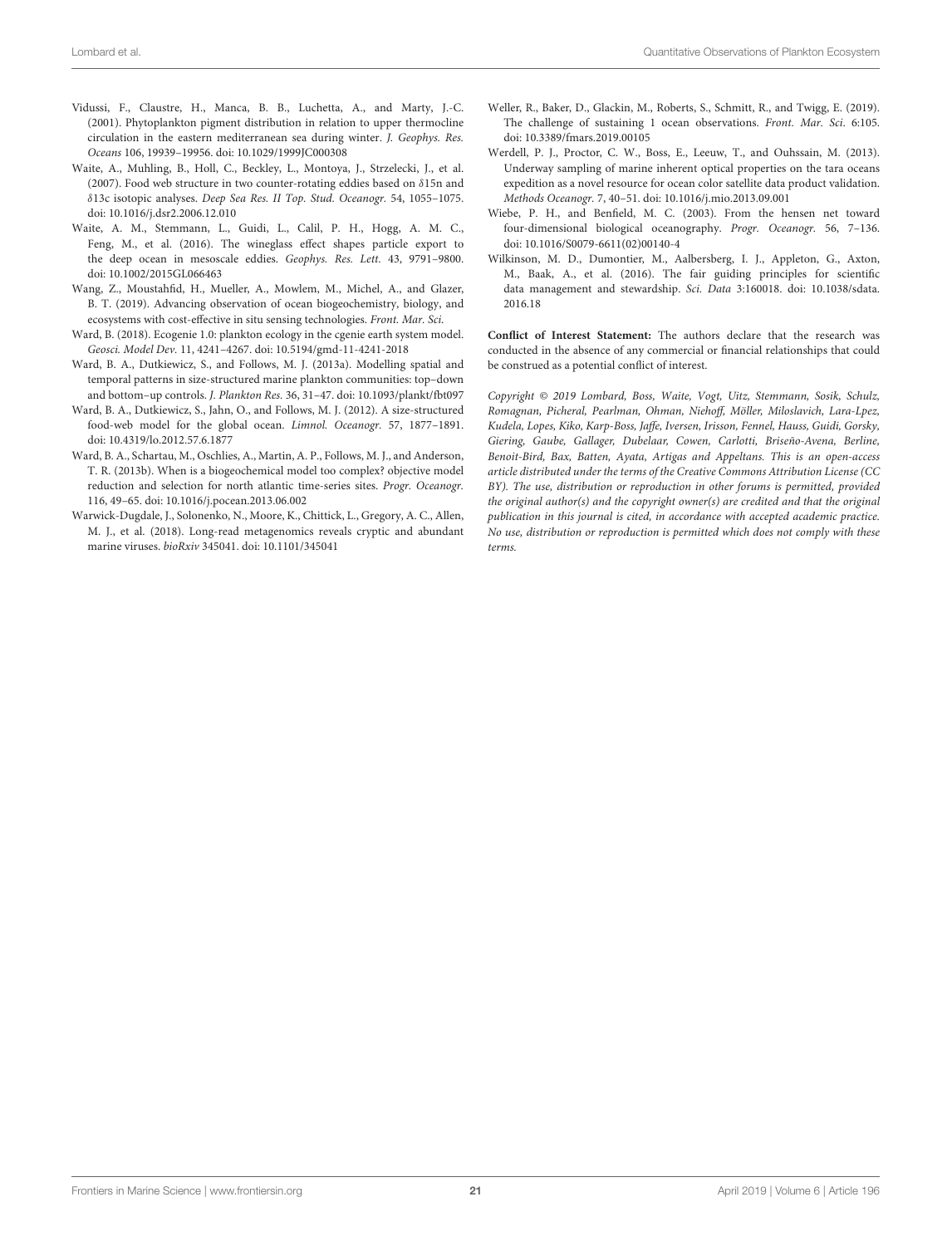Vidussi, F., Claustre, H., Manca, B. B., Luchetta, A., and Marty, J.-C. (2001). Phytoplankton pigment distribution in relation to upper thermocline circulation in the eastern mediterranean sea during winter. *J. Geophys. Res. Oceans* 106, 19939–19956. doi: 10.1029/1999JC000308

Waite, A., Muhling, B., Holl, C., Beckley, L., Montoya, J., Strzelecki, J., et al. (2007). Food web structure in two counter-rotating eddies based on δ15n and δ13c isotopic analyses. *Deep Sea Res. II Top. Stud. Oceanogr.* 54, 1055–1075. doi: 10.1016/j.dsr2.2006.12.010

Waite, A. M., Stemmann, L., Guidi, L., Calil, P. H., Hogg, A. M. C., Feng, M., et al. (2016). The wineglass effect shapes particle export to the deep ocean in mesoscale eddies. *Geophys. Res. Lett.* 43, 9791–9800. doi: 10.1002/2015GL066463

Wang, Z., Moustahfid, H., Mueller, A., Mowlem, M., Michel, A., and Glazer, B. T. (2019). Advancing observation of ocean biogeochemistry, biology, and ecosystems with cost-effective in situ sensing technologies. *Front. Mar. Sci.*

Ward, B. (2018). Ecogenie 1.0: plankton ecology in the cgenie earth system model. *Geosci. Model Dev.* 11, 4241–4267. doi: 10.5194/gmd-11-4241-2018

Ward, B. A., Dutkiewicz, S., and Follows, M. J. (2013a). Modelling spatial and temporal patterns in size-structured marine plankton communities: top–down and bottom–up controls. *J. Plankton Res.* 36, 31–47. doi: 10.1093/plankt/fbt097

Ward, B. A., Dutkiewicz, S., Jahn, O., and Follows, M. J. (2012). A size-structured food-web model for the global ocean. *Limnol. Oceanogr.* 57, 1877–1891. doi: 10.4319/lo.2012.57.6.1877

Ward, B. A., Schartau, M., Oschlies, A., Martin, A. P., Follows, M. J., and Anderson, T. R. (2013b). When is a biogeochemical model too complex? objective model reduction and selection for north atlantic time-series sites. *Progr. Oceanogr.* 116, 49–65. doi: 10.1016/j.pocean.2013.06.002

Warwick-Dugdale, J., Solonenko, N., Moore, K., Chittick, L., Gregory, A. C., Allen, M. J., et al. (2018). Long-read metagenomics reveals cryptic and abundant marine viruses. *bioRxiv* 345041. doi: 10.1101/345041

Weller, R., Baker, D., Glackin, M., Roberts, S., Schmitt, R., and Twigg, E. (2019). The challenge of sustaining 1 ocean observations. *Front. Mar. Sci.* 6:105. doi: 10.3389/fmars.2019.00105

Werdell, P. J., Proctor, C. W., Boss, E., Leeuw, T., and Ouhssain, M. (2013). Underway sampling of marine inherent optical properties on the tara oceans expedition as a novel resource for ocean color satellite data product validation. *Methods Oceanogr.* 7, 40–51. doi: 10.1016/j.mio.2013.09.001

Wiebe, P. H., and Benfield, M. C. (2003). From the hensen net toward four-dimensional biological oceanography. *Progr. Oceanogr.* 56, 7–136. doi: 10.1016/S0079-6611(02)00140-4

Wilkinson, M. D., Dumontier, M., Aalbersberg, I. J., Appleton, G., Axton, M., Baak, A., et al. (2016). The fair guiding principles for scientific data management and stewardship. *Sci. Data* 3:160018. doi: 10.1038/sdata.2016.18

**Conflict of Interest Statement:** The authors declare that the research was conducted in the absence of any commercial or financial relationships that could be construed as a potential conflict of interest.

*Copyright © 2019 Lombard, Boss, Waite, Vogt, Uitz, Stemmann, Sosik, Schulz, Romagnan, Picheral, Pearlman, Ohman, Niehoff, Möller, Miloslavich, Lara-Lpez, Kudela, Lopes, Kiko, Karp-Boss, Jaffe, Iversen, Irisson, Fennel, Hauss, Guidi, Gorsky, Giering, Gaube, Gallager, Dubelaar, Cowen, Carlotti, Briseño-Avena, Berline, Benoit-Bird, Bax, Batten, Ayata, Artigas and Appeltans. This is an open-access article distributed under the terms of the Creative Commons Attribution License (CC BY). The use, distribution or reproduction in other forums is permitted, provided the original author(s) and the copyright owner(s) are credited and that the original publication in this journal is cited, in accordance with accepted academic practice. No use, distribution or reproduction is permitted which does not comply with these terms.*